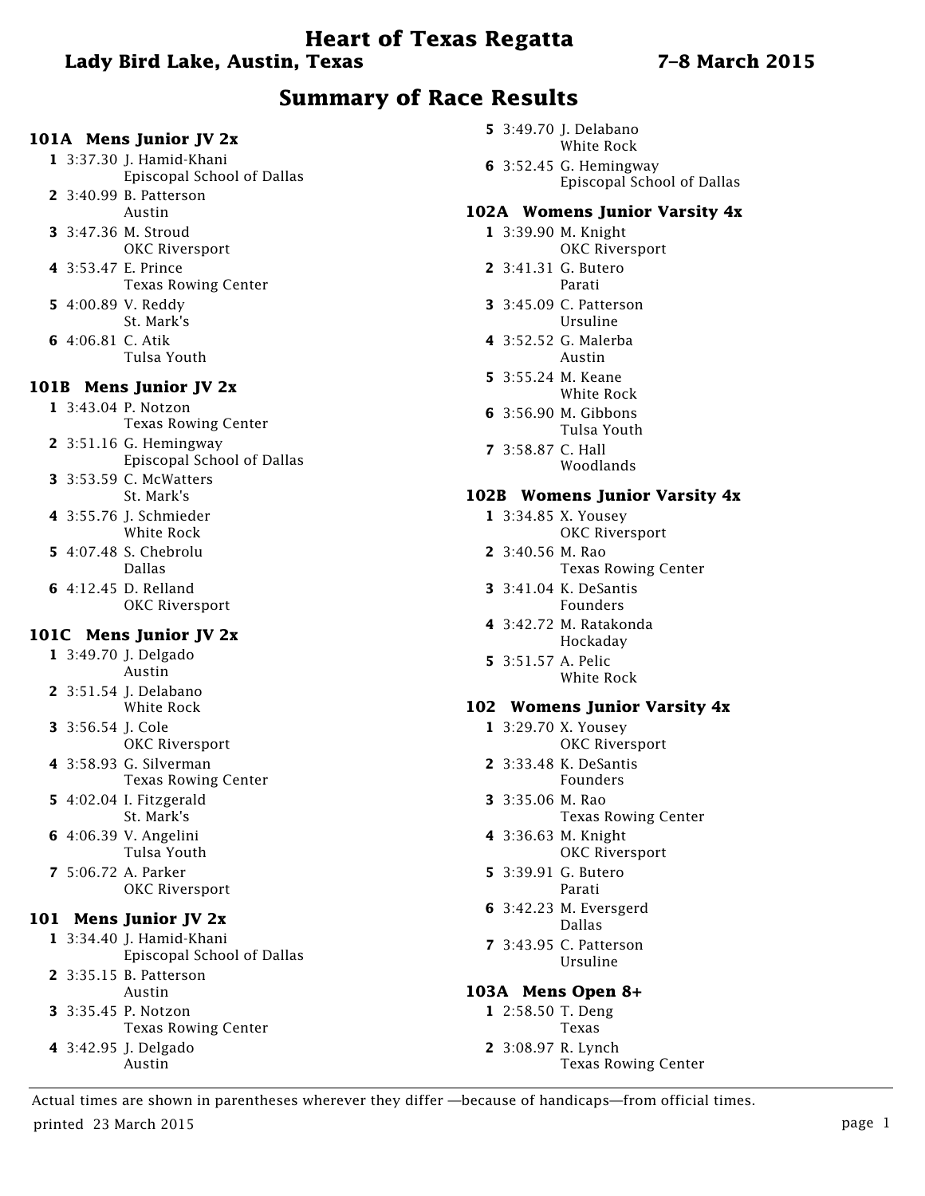# Heart of Texas Regatta

**Lady Bird Lake, Austin, Texas** — **7–8 March 2015**

## Summary of Race Results

### 101A Mens Junior JV 2x

**1** 3:37.30 J. Hamid-Khani
Episcopal School of Dallas

**2** 3:40.99 B. Patterson
Austin

**3** 3:47.36 M. Stroud
OKC Riversport

**4** 3:53.47 E. Prince
Texas Rowing Center

**5** 4:00.89 V. Reddy
St. Mark's

**6** 4:06.81 C. Atik
Tulsa Youth

### 101B Mens Junior JV 2x

**1** 3:43.04 P. Notzon
Texas Rowing Center

**2** 3:51.16 G. Hemingway
Episcopal School of Dallas

**3** 3:53.59 C. McWatters
St. Mark's

**4** 3:55.76 J. Schmieder
White Rock

**5** 4:07.48 S. Chebrolu
Dallas

**6** 4:12.45 D. Relland
OKC Riversport

### 101C Mens Junior JV 2x

**1** 3:49.70 J. Delgado
Austin

**2** 3:51.54 J. Delabano
White Rock

**3** 3:56.54 J. Cole
OKC Riversport

**4** 3:58.93 G. Silverman
Texas Rowing Center

**5** 4:02.04 I. Fitzgerald
St. Mark's

**6** 4:06.39 V. Angelini
Tulsa Youth

**7** 5:06.72 A. Parker
OKC Riversport

### 101 Mens Junior JV 2x

**1** 3:34.40 J. Hamid-Khani
Episcopal School of Dallas

**2** 3:35.15 B. Patterson
Austin

**3** 3:35.45 P. Notzon
Texas Rowing Center

**4** 3:42.95 J. Delgado
Austin

**5** 3:49.70 J. Delabano
White Rock

**6** 3:52.45 G. Hemingway
Episcopal School of Dallas

### 102A Womens Junior Varsity 4x

**1** 3:39.90 M. Knight
OKC Riversport

**2** 3:41.31 G. Butero
Parati

**3** 3:45.09 C. Patterson
Ursuline

**4** 3:52.52 G. Malerba
Austin

**5** 3:55.24 M. Keane
White Rock

**6** 3:56.90 M. Gibbons
Tulsa Youth

**7** 3:58.87 C. Hall
Woodlands

### 102B Womens Junior Varsity 4x

**1** 3:34.85 X. Yousey
OKC Riversport

**2** 3:40.56 M. Rao
Texas Rowing Center

**3** 3:41.04 K. DeSantis
Founders

**4** 3:42.72 M. Ratakonda
Hockaday

**5** 3:51.57 A. Pelic
White Rock

### 102 Womens Junior Varsity 4x

**1** 3:29.70 X. Yousey
OKC Riversport

**2** 3:33.48 K. DeSantis
Founders

**3** 3:35.06 M. Rao
Texas Rowing Center

**4** 3:36.63 M. Knight
OKC Riversport

**5** 3:39.91 G. Butero
Parati

**6** 3:42.23 M. Eversgerd
Dallas

**7** 3:43.95 C. Patterson
Ursuline

### 103A Mens Open 8+

**1** 2:58.50 T. Deng
Texas

**2** 3:08.97 R. Lynch
Texas Rowing Center

---

Actual times are shown in parentheses wherever they differ —because of handicaps—from official times.

printed 23 March 2015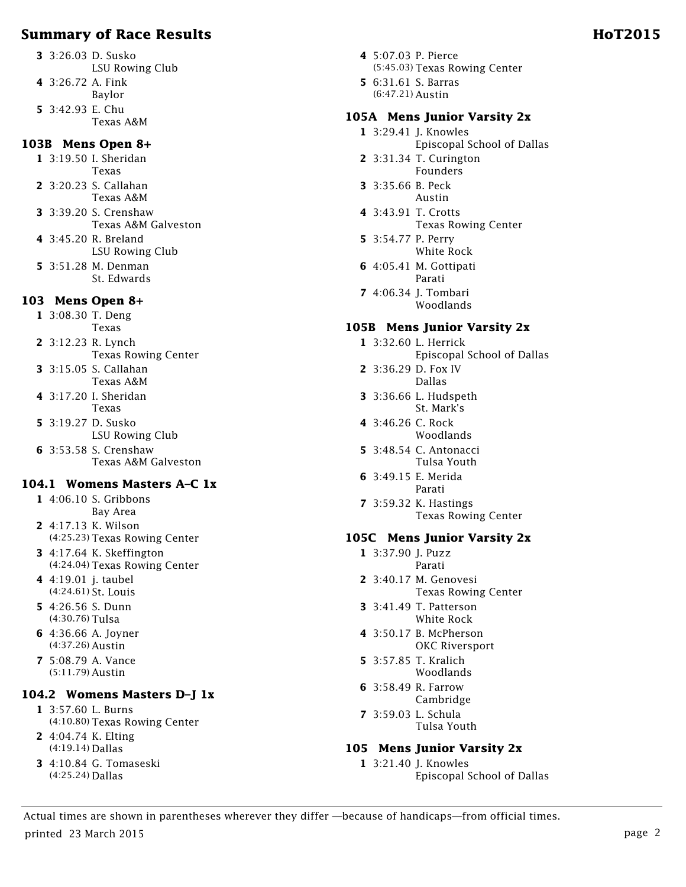3 3:26.03 D. Susko
LSU Rowing Club

4 3:26.72 A. Fink
Baylor

5 3:42.93 E. Chu
Texas A&M

## 103B Mens Open 8+

1 3:19.50 I. Sheridan
Texas

2 3:20.23 S. Callahan
Texas A&M

3 3:39.20 S. Crenshaw
Texas A&M Galveston

4 3:45.20 R. Breland
LSU Rowing Club

5 3:51.28 M. Denman
St. Edwards

## 103 Mens Open 8+

1 3:08.30 T. Deng
Texas

2 3:12.23 R. Lynch
Texas Rowing Center

3 3:15.05 S. Callahan
Texas A&M

4 3:17.20 I. Sheridan
Texas

5 3:19.27 D. Susko
LSU Rowing Club

6 3:53.58 S. Crenshaw
Texas A&M Galveston

## 104.1 Womens Masters A–C 1x

1 4:06.10 S. Gribbons
Bay Area

2 4:17.13 K. Wilson
(4:25.23) Texas Rowing Center

3 4:17.64 K. Skeffington
(4:24.04) Texas Rowing Center

4 4:19.01 j. taubel
(4:24.61) St. Louis

5 4:26.56 S. Dunn
(4:30.76) Tulsa

6 4:36.66 A. Joyner
(4:37.26) Austin

7 5:08.79 A. Vance
(5:11.79) Austin

## 104.2 Womens Masters D–J 1x

1 3:57.60 L. Burns
(4:10.80) Texas Rowing Center

2 4:04.74 K. Elting
(4:19.14) Dallas

3 4:10.84 G. Tomaseski
(4:25.24) Dallas

4 5:07.03 P. Pierce
(5:45.03) Texas Rowing Center

5 6:31.61 S. Barras
(6:47.21) Austin

## 105A Mens Junior Varsity 2x

1 3:29.41 J. Knowles
Episcopal School of Dallas

2 3:31.34 T. Curington
Founders

3 3:35.66 B. Peck
Austin

4 3:43.91 T. Crotts
Texas Rowing Center

5 3:54.77 P. Perry
White Rock

6 4:05.41 M. Gottipati
Parati

7 4:06.34 J. Tombari
Woodlands

## 105B Mens Junior Varsity 2x

1 3:32.60 L. Herrick
Episcopal School of Dallas

2 3:36.29 D. Fox IV
Dallas

3 3:36.66 L. Hudspeth
St. Mark's

4 3:46.26 C. Rock
Woodlands

5 3:48.54 C. Antonacci
Tulsa Youth

6 3:49.15 E. Merida
Parati

7 3:59.32 K. Hastings
Texas Rowing Center

## 105C Mens Junior Varsity 2x

1 3:37.90 J. Puzz
Parati

2 3:40.17 M. Genovesi
Texas Rowing Center

3 3:41.49 T. Patterson
White Rock

4 3:50.17 B. McPherson
OKC Riversport

5 3:57.85 T. Kralich
Woodlands

6 3:58.49 R. Farrow
Cambridge

7 3:59.03 L. Schula
Tulsa Youth

## 105 Mens Junior Varsity 2x

1 3:21.40 J. Knowles
Episcopal School of Dallas

Actual times are shown in parentheses wherever they differ —because of handicaps—from official times.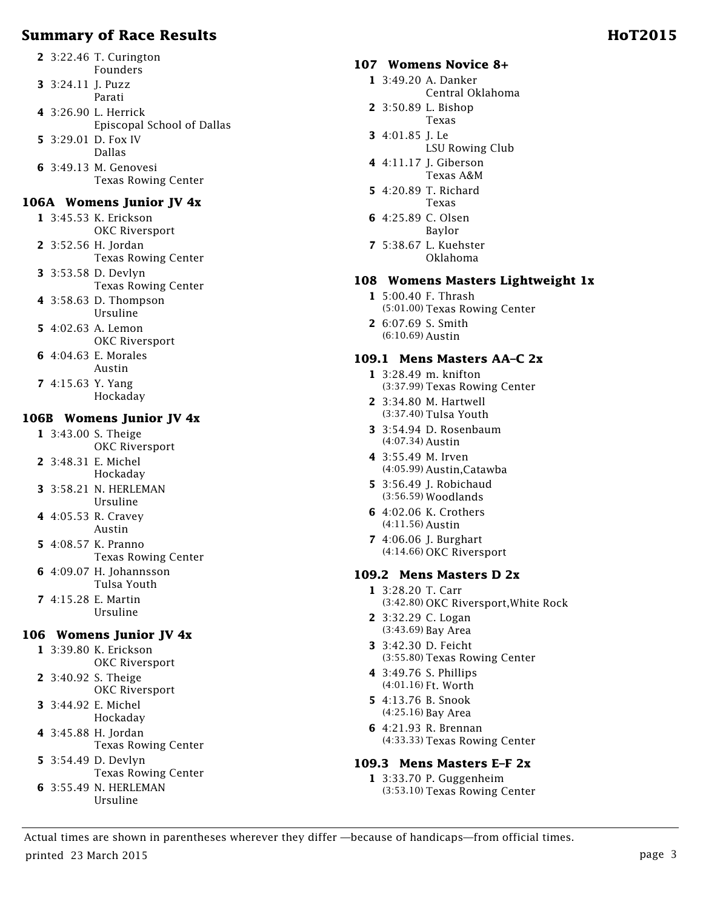| Place | Time | Name | Club |
|---|---|---|---|
| 2 | 3:22.46 | T. Curington | Founders |
| 3 | 3:24.11 | J. Puzz | Parati |
| 4 | 3:26.90 | L. Herrick | Episcopal School of Dallas |
| 5 | 3:29.01 | D. Fox IV | Dallas |
| 6 | 3:49.13 | M. Genovesi | Texas Rowing Center |

### 106A Womens Junior JV 4x

| Place | Time | Name | Club |
|---|---|---|---|
| 1 | 3:45.53 | K. Erickson | OKC Riversport |
| 2 | 3:52.56 | H. Jordan | Texas Rowing Center |
| 3 | 3:53.58 | D. Devlyn | Texas Rowing Center |
| 4 | 3:58.63 | D. Thompson | Ursuline |
| 5 | 4:02.63 | A. Lemon | OKC Riversport |
| 6 | 4:04.63 | E. Morales | Austin |
| 7 | 4:15.63 | Y. Yang | Hockaday |

### 106B Womens Junior JV 4x

| Place | Time | Name | Club |
|---|---|---|---|
| 1 | 3:43.00 | S. Theige | OKC Riversport |
| 2 | 3:48.31 | E. Michel | Hockaday |
| 3 | 3:58.21 | N. HERLEMAN | Ursuline |
| 4 | 4:05.53 | R. Cravey | Austin |
| 5 | 4:08.57 | K. Pranno | Texas Rowing Center |
| 6 | 4:09.07 | H. Johannsson | Tulsa Youth |
| 7 | 4:15.28 | E. Martin | Ursuline |

### 106 Womens Junior JV 4x

| Place | Time | Name | Club |
|---|---|---|---|
| 1 | 3:39.80 | K. Erickson | OKC Riversport |
| 2 | 3:40.92 | S. Theige | OKC Riversport |
| 3 | 3:44.92 | E. Michel | Hockaday |
| 4 | 3:45.88 | H. Jordan | Texas Rowing Center |
| 5 | 3:54.49 | D. Devlyn | Texas Rowing Center |
| 6 | 3:55.49 | N. HERLEMAN | Ursuline |

### 107 Womens Novice 8+

| Place | Time | Name | Club |
|---|---|---|---|
| 1 | 3:49.20 | A. Danker | Central Oklahoma |
| 2 | 3:50.89 | L. Bishop | Texas |
| 3 | 4:01.85 | J. Le | LSU Rowing Club |
| 4 | 4:11.17 | J. Giberson | Texas A&M |
| 5 | 4:20.89 | T. Richard | Texas |
| 6 | 4:25.89 | C. Olsen | Baylor |
| 7 | 5:38.67 | L. Kuehster | Oklahoma |

### 108 Womens Masters Lightweight 1x

| Place | Time | Actual Time | Name | Club |
|---|---|---|---|---|
| 1 | 5:00.40 | (5:01.00) | F. Thrash | Texas Rowing Center |
| 2 | 6:07.69 | (6:10.69) | S. Smith | Austin |

### 109.1 Mens Masters AA–C 2x

| Place | Time | Actual Time | Name | Club |
|---|---|---|---|---|
| 1 | 3:28.49 | (3:37.99) | m. knifton | Texas Rowing Center |
| 2 | 3:34.80 | (3:37.40) | M. Hartwell | Tulsa Youth |
| 3 | 3:54.94 | (4:07.34) | D. Rosenbaum | Austin |
| 4 | 3:55.49 | (4:05.99) | M. Irven | Austin,Catawba |
| 5 | 3:56.49 | (3:56.59) | J. Robichaud | Woodlands |
| 6 | 4:02.06 | (4:11.56) | K. Crothers | Austin |
| 7 | 4:06.06 | (4:14.66) | J. Burghart | OKC Riversport |

### 109.2 Mens Masters D 2x

| Place | Time | Actual Time | Name | Club |
|---|---|---|---|---|
| 1 | 3:28.20 | (3:42.80) | T. Carr | OKC Riversport,White Rock |
| 2 | 3:32.29 | (3:43.69) | C. Logan | Bay Area |
| 3 | 3:42.30 | (3:55.80) | D. Feicht | Texas Rowing Center |
| 4 | 3:49.76 | (4:01.16) | S. Phillips | Ft. Worth |
| 5 | 4:13.76 | (4:25.16) | B. Snook | Bay Area |
| 6 | 4:21.93 | (4:33.33) | R. Brennan | Texas Rowing Center |

### 109.3 Mens Masters E–F 2x

| Place | Time | Actual Time | Name | Club |
|---|---|---|---|---|
| 1 | 3:33.70 | (3:53.10) | P. Guggenheim | Texas Rowing Center |

Actual times are shown in parentheses wherever they differ —because of handicaps—from official times.

printed 23 March 2015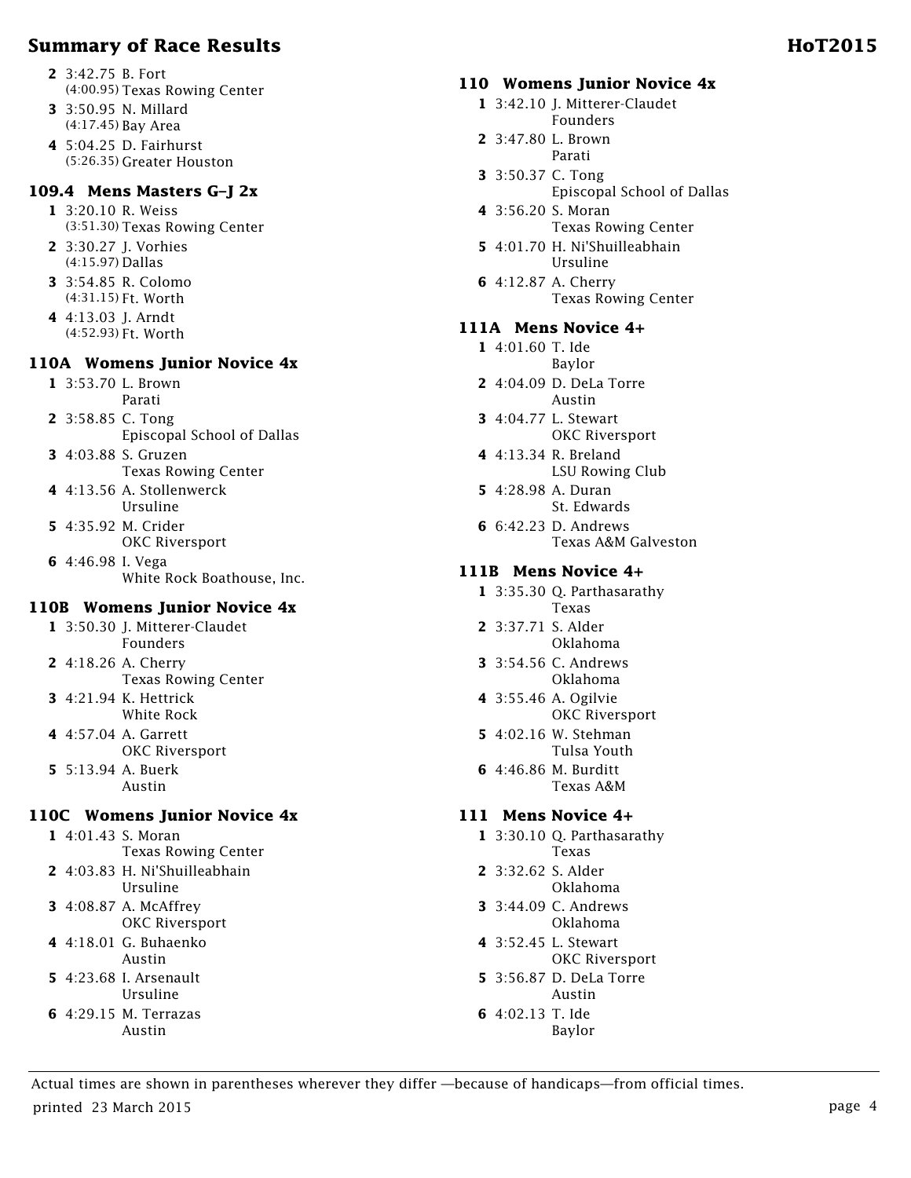**2** 3:42.75 B. Fort
(4:00.95) Texas Rowing Center

**3** 3:50.95 N. Millard
(4:17.45) Bay Area

**4** 5:04.25 D. Fairhurst
(5:26.35) Greater Houston

### 109.4 Mens Masters G–J 2x

**1** 3:20.10 R. Weiss
(3:51.30) Texas Rowing Center

**2** 3:30.27 J. Vorhies
(4:15.97) Dallas

**3** 3:54.85 R. Colomo
(4:31.15) Ft. Worth

**4** 4:13.03 J. Arndt
(4:52.93) Ft. Worth

### 110A Womens Junior Novice 4x

**1** 3:53.70 L. Brown
Parati

**2** 3:58.85 C. Tong
Episcopal School of Dallas

**3** 4:03.88 S. Gruzen
Texas Rowing Center

**4** 4:13.56 A. Stollenwerck
Ursuline

**5** 4:35.92 M. Crider
OKC Riversport

**6** 4:46.98 I. Vega
White Rock Boathouse, Inc.

### 110B Womens Junior Novice 4x

**1** 3:50.30 J. Mitterer-Claudet
Founders

**2** 4:18.26 A. Cherry
Texas Rowing Center

**3** 4:21.94 K. Hettrick
White Rock

**4** 4:57.04 A. Garrett
OKC Riversport

**5** 5:13.94 A. Buerk
Austin

### 110C Womens Junior Novice 4x

**1** 4:01.43 S. Moran
Texas Rowing Center

**2** 4:03.83 H. Ni'Shuilleabhain
Ursuline

**3** 4:08.87 A. McAffrey
OKC Riversport

**4** 4:18.01 G. Buhaenko
Austin

**5** 4:23.68 I. Arsenault
Ursuline

**6** 4:29.15 M. Terrazas
Austin

### 110 Womens Junior Novice 4x

**1** 3:42.10 J. Mitterer-Claudet
Founders

**2** 3:47.80 L. Brown
Parati

**3** 3:50.37 C. Tong
Episcopal School of Dallas

**4** 3:56.20 S. Moran
Texas Rowing Center

**5** 4:01.70 H. Ni'Shuilleabhain
Ursuline

**6** 4:12.87 A. Cherry
Texas Rowing Center

### 111A Mens Novice 4+

**1** 4:01.60 T. Ide
Baylor

**2** 4:04.09 D. DeLa Torre
Austin

**3** 4:04.77 L. Stewart
OKC Riversport

**4** 4:13.34 R. Breland
LSU Rowing Club

**5** 4:28.98 A. Duran
St. Edwards

**6** 6:42.23 D. Andrews
Texas A&M Galveston

### 111B Mens Novice 4+

**1** 3:35.30 Q. Parthasarathy
Texas

**2** 3:37.71 S. Alder
Oklahoma

**3** 3:54.56 C. Andrews
Oklahoma

**4** 3:55.46 A. Ogilvie
OKC Riversport

**5** 4:02.16 W. Stehman
Tulsa Youth

**6** 4:46.86 M. Burditt
Texas A&M

### 111 Mens Novice 4+

**1** 3:30.10 Q. Parthasarathy
Texas

**2** 3:32.62 S. Alder
Oklahoma

**3** 3:44.09 C. Andrews
Oklahoma

**4** 3:52.45 L. Stewart
OKC Riversport

**5** 3:56.87 D. DeLa Torre
Austin

**6** 4:02.13 T. Ide
Baylor

Actual times are shown in parentheses wherever they differ —because of handicaps—from official times.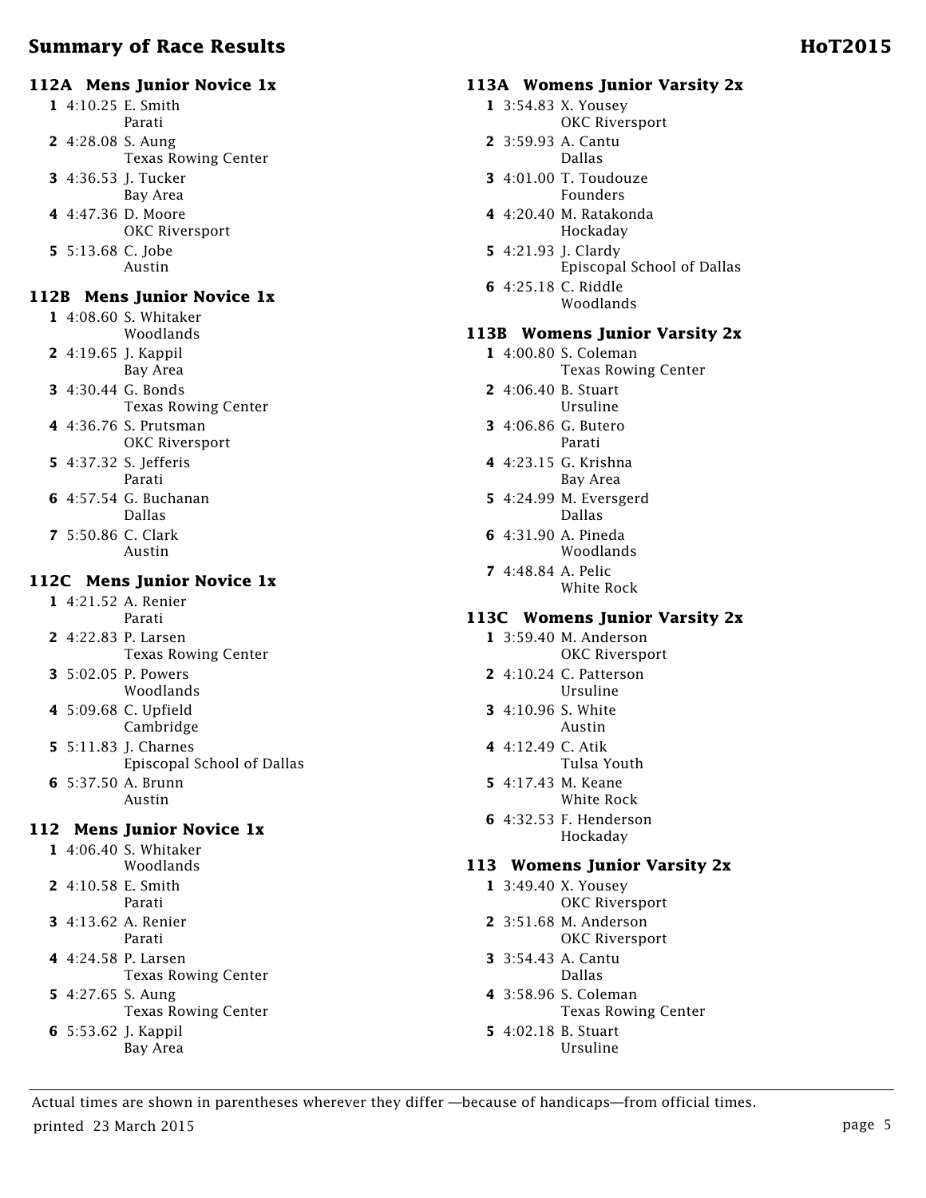## Summary of Race Results

### 112A Mens Junior Novice 1x

1. 4:10.25 E. Smith
   Parati
2. 4:28.08 S. Aung
   Texas Rowing Center
3. 4:36.53 J. Tucker
   Bay Area
4. 4:47.36 D. Moore
   OKC Riversport
5. 5:13.68 C. Jobe
   Austin

### 112B Mens Junior Novice 1x

1. 4:08.60 S. Whitaker
   Woodlands
2. 4:19.65 J. Kappil
   Bay Area
3. 4:30.44 G. Bonds
   Texas Rowing Center
4. 4:36.76 S. Prutsman
   OKC Riversport
5. 4:37.32 S. Jefferis
   Parati
6. 4:57.54 G. Buchanan
   Dallas
7. 5:50.86 C. Clark
   Austin

### 112C Mens Junior Novice 1x

1. 4:21.52 A. Renier
   Parati
2. 4:22.83 P. Larsen
   Texas Rowing Center
3. 5:02.05 P. Powers
   Woodlands
4. 5:09.68 C. Upfield
   Cambridge
5. 5:11.83 J. Charnes
   Episcopal School of Dallas
6. 5:37.50 A. Brunn
   Austin

### 112 Mens Junior Novice 1x

1. 4:06.40 S. Whitaker
   Woodlands
2. 4:10.58 E. Smith
   Parati
3. 4:13.62 A. Renier
   Parati
4. 4:24.58 P. Larsen
   Texas Rowing Center
5. 4:27.65 S. Aung
   Texas Rowing Center
6. 5:53.62 J. Kappil
   Bay Area

### 113A Womens Junior Varsity 2x

1. 3:54.83 X. Yousey
   OKC Riversport
2. 3:59.93 A. Cantu
   Dallas
3. 4:01.00 T. Toudouze
   Founders
4. 4:20.40 M. Ratakonda
   Hockaday
5. 4:21.93 J. Clardy
   Episcopal School of Dallas
6. 4:25.18 C. Riddle
   Woodlands

### 113B Womens Junior Varsity 2x

1. 4:00.80 S. Coleman
   Texas Rowing Center
2. 4:06.40 B. Stuart
   Ursuline
3. 4:06.86 G. Butero
   Parati
4. 4:23.15 G. Krishna
   Bay Area
5. 4:24.99 M. Eversgerd
   Dallas
6. 4:31.90 A. Pineda
   Woodlands
7. 4:48.84 A. Pelic
   White Rock

### 113C Womens Junior Varsity 2x

1. 3:59.40 M. Anderson
   OKC Riversport
2. 4:10.24 C. Patterson
   Ursuline
3. 4:10.96 S. White
   Austin
4. 4:12.49 C. Atik
   Tulsa Youth
5. 4:17.43 M. Keane
   White Rock
6. 4:32.53 F. Henderson
   Hockaday

### 113 Womens Junior Varsity 2x

1. 3:49.40 X. Yousey
   OKC Riversport
2. 3:51.68 M. Anderson
   OKC Riversport
3. 3:54.43 A. Cantu
   Dallas
4. 3:58.96 S. Coleman
   Texas Rowing Center
5. 4:02.18 B. Stuart
   Ursuline

Actual times are shown in parentheses wherever they differ —because of handicaps—from official times.

printed 23 March 2015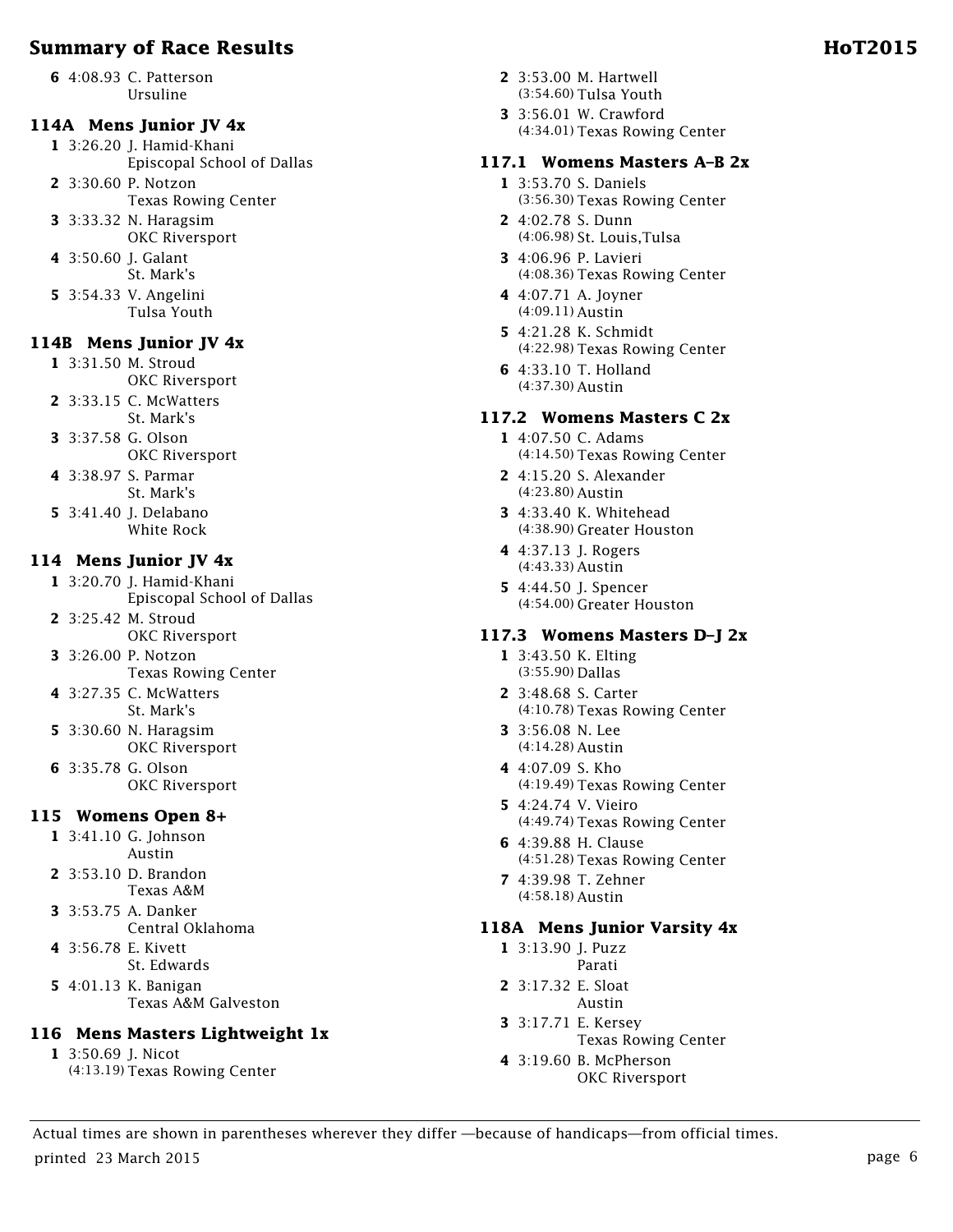**6** 4:08.93 C. Patterson
Ursuline

### 114A Mens Junior JV 4x

**1** 3:26.20 J. Hamid-Khani
Episcopal School of Dallas

**2** 3:30.60 P. Notzon
Texas Rowing Center

**3** 3:33.32 N. Haragsim
OKC Riversport

**4** 3:50.60 J. Galant
St. Mark's

**5** 3:54.33 V. Angelini
Tulsa Youth

### 114B Mens Junior JV 4x

**1** 3:31.50 M. Stroud
OKC Riversport

**2** 3:33.15 C. McWatters
St. Mark's

**3** 3:37.58 G. Olson
OKC Riversport

**4** 3:38.97 S. Parmar
St. Mark's

**5** 3:41.40 J. Delabano
White Rock

### 114 Mens Junior JV 4x

**1** 3:20.70 J. Hamid-Khani
Episcopal School of Dallas

**2** 3:25.42 M. Stroud
OKC Riversport

**3** 3:26.00 P. Notzon
Texas Rowing Center

**4** 3:27.35 C. McWatters
St. Mark's

**5** 3:30.60 N. Haragsim
OKC Riversport

**6** 3:35.78 G. Olson
OKC Riversport

### 115 Womens Open 8+

**1** 3:41.10 G. Johnson
Austin

**2** 3:53.10 D. Brandon
Texas A&M

**3** 3:53.75 A. Danker
Central Oklahoma

**4** 3:56.78 E. Kivett
St. Edwards

**5** 4:01.13 K. Banigan
Texas A&M Galveston

### 116 Mens Masters Lightweight 1x

**1** 3:50.69 J. Nicot
(4:13.19) Texas Rowing Center

**2** 3:53.00 M. Hartwell
(3:54.60) Tulsa Youth

**3** 3:56.01 W. Crawford
(4:34.01) Texas Rowing Center

### 117.1 Womens Masters A–B 2x

**1** 3:53.70 S. Daniels
(3:56.30) Texas Rowing Center

**2** 4:02.78 S. Dunn
(4:06.98) St. Louis,Tulsa

**3** 4:06.96 P. Lavieri
(4:08.36) Texas Rowing Center

**4** 4:07.71 A. Joyner
(4:09.11) Austin

**5** 4:21.28 K. Schmidt
(4:22.98) Texas Rowing Center

**6** 4:33.10 T. Holland
(4:37.30) Austin

### 117.2 Womens Masters C 2x

**1** 4:07.50 C. Adams
(4:14.50) Texas Rowing Center

**2** 4:15.20 S. Alexander
(4:23.80) Austin

**3** 4:33.40 K. Whitehead
(4:38.90) Greater Houston

**4** 4:37.13 J. Rogers
(4:43.33) Austin

**5** 4:44.50 J. Spencer
(4:54.00) Greater Houston

### 117.3 Womens Masters D–J 2x

**1** 3:43.50 K. Elting
(3:55.90) Dallas

**2** 3:48.68 S. Carter
(4:10.78) Texas Rowing Center

**3** 3:56.08 N. Lee
(4:14.28) Austin

**4** 4:07.09 S. Kho
(4:19.49) Texas Rowing Center

**5** 4:24.74 V. Vieiro
(4:49.74) Texas Rowing Center

**6** 4:39.88 H. Clause
(4:51.28) Texas Rowing Center

**7** 4:39.98 T. Zehner
(4:58.18) Austin

### 118A Mens Junior Varsity 4x

**1** 3:13.90 J. Puzz
Parati

**2** 3:17.32 E. Sloat
Austin

**3** 3:17.71 E. Kersey
Texas Rowing Center

**4** 3:19.60 B. McPherson
OKC Riversport

Actual times are shown in parentheses wherever they differ —because of handicaps—from official times.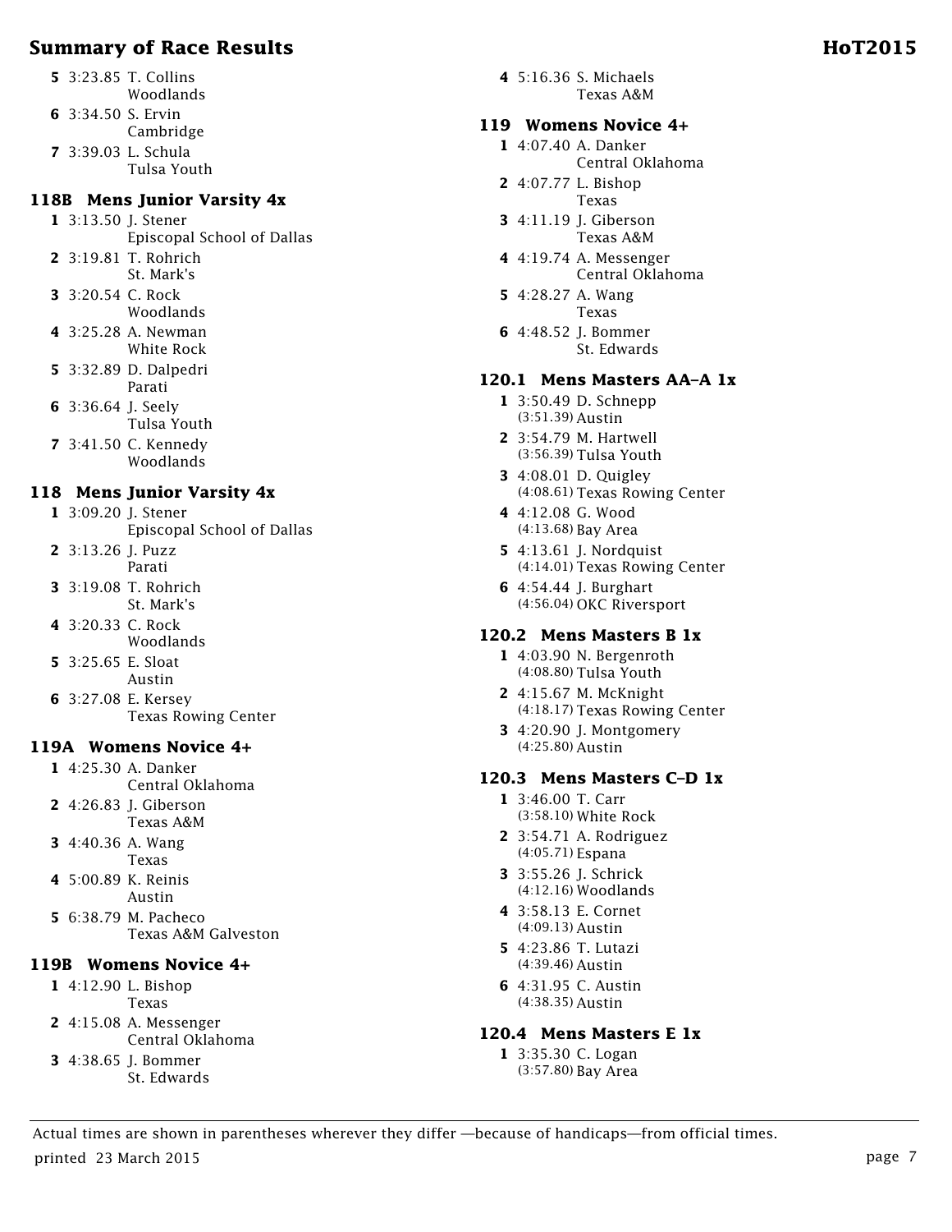**5** 3:23.85 T. Collins
Woodlands

**6** 3:34.50 S. Ervin
Cambridge

**7** 3:39.03 L. Schula
Tulsa Youth

### 118B Mens Junior Varsity 4x

**1** 3:13.50 J. Stener
Episcopal School of Dallas

**2** 3:19.81 T. Rohrich
St. Mark's

**3** 3:20.54 C. Rock
Woodlands

**4** 3:25.28 A. Newman
White Rock

**5** 3:32.89 D. Dalpedri
Parati

**6** 3:36.64 J. Seely
Tulsa Youth

**7** 3:41.50 C. Kennedy
Woodlands

### 118 Mens Junior Varsity 4x

**1** 3:09.20 J. Stener
Episcopal School of Dallas

**2** 3:13.26 J. Puzz
Parati

**3** 3:19.08 T. Rohrich
St. Mark's

**4** 3:20.33 C. Rock
Woodlands

**5** 3:25.65 E. Sloat
Austin

**6** 3:27.08 E. Kersey
Texas Rowing Center

### 119A Womens Novice 4+

**1** 4:25.30 A. Danker
Central Oklahoma

**2** 4:26.83 J. Giberson
Texas A&M

**3** 4:40.36 A. Wang
Texas

**4** 5:00.89 K. Reinis
Austin

**5** 6:38.79 M. Pacheco
Texas A&M Galveston

### 119B Womens Novice 4+

**1** 4:12.90 L. Bishop
Texas

**2** 4:15.08 A. Messenger
Central Oklahoma

**3** 4:38.65 J. Bommer
St. Edwards

**4** 5:16.36 S. Michaels
Texas A&M

### 119 Womens Novice 4+

**1** 4:07.40 A. Danker
Central Oklahoma

**2** 4:07.77 L. Bishop
Texas

**3** 4:11.19 J. Giberson
Texas A&M

**4** 4:19.74 A. Messenger
Central Oklahoma

**5** 4:28.27 A. Wang
Texas

**6** 4:48.52 J. Bommer
St. Edwards

### 120.1 Mens Masters AA–A 1x

**1** 3:50.49 D. Schnepp
(3:51.39) Austin

**2** 3:54.79 M. Hartwell
(3:56.39) Tulsa Youth

**3** 4:08.01 D. Quigley
(4:08.61) Texas Rowing Center

**4** 4:12.08 G. Wood
(4:13.68) Bay Area

**5** 4:13.61 J. Nordquist
(4:14.01) Texas Rowing Center

**6** 4:54.44 J. Burghart
(4:56.04) OKC Riversport

### 120.2 Mens Masters B 1x

**1** 4:03.90 N. Bergenroth
(4:08.80) Tulsa Youth

**2** 4:15.67 M. McKnight
(4:18.17) Texas Rowing Center

**3** 4:20.90 J. Montgomery
(4:25.80) Austin

### 120.3 Mens Masters C–D 1x

**1** 3:46.00 T. Carr
(3:58.10) White Rock

**2** 3:54.71 A. Rodriguez
(4:05.71) Espana

**3** 3:55.26 J. Schrick
(4:12.16) Woodlands

**4** 3:58.13 E. Cornet
(4:09.13) Austin

**5** 4:23.86 T. Lutazi
(4:39.46) Austin

**6** 4:31.95 C. Austin
(4:38.35) Austin

### 120.4 Mens Masters E 1x

**1** 3:35.30 C. Logan
(3:57.80) Bay Area

Actual times are shown in parentheses wherever they differ —because of handicaps—from official times.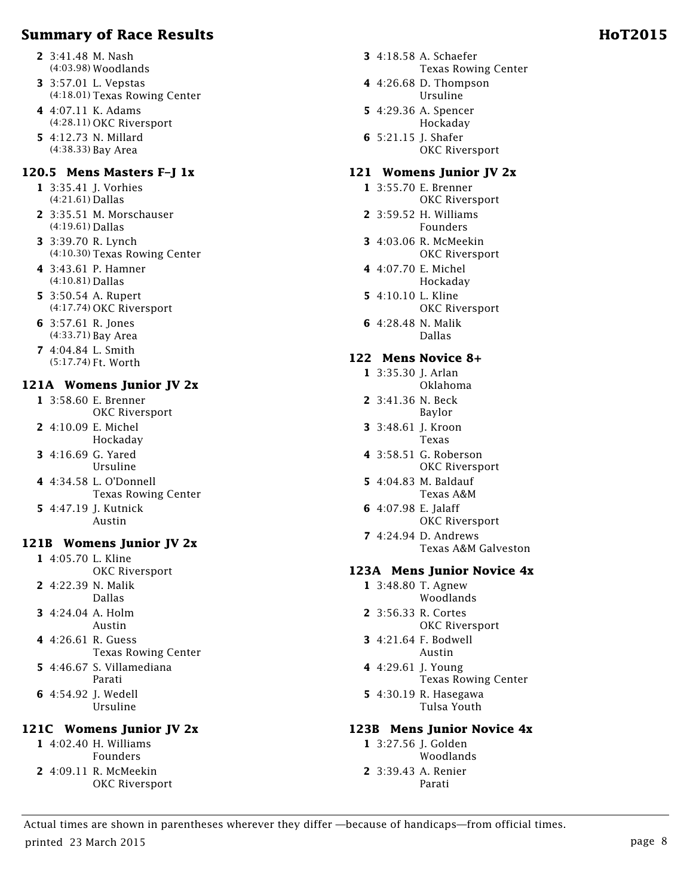**2** 3:41.48 M. Nash
(4:03.98) Woodlands

**3** 3:57.01 L. Vepstas
(4:18.01) Texas Rowing Center

**4** 4:07.11 K. Adams
(4:28.11) OKC Riversport

**5** 4:12.73 N. Millard
(4:38.33) Bay Area

### 120.5 Mens Masters F–J 1x

**1** 3:35.41 J. Vorhies
(4:21.61) Dallas

**2** 3:35.51 M. Morschauser
(4:19.61) Dallas

**3** 3:39.70 R. Lynch
(4:10.30) Texas Rowing Center

**4** 3:43.61 P. Hamner
(4:10.81) Dallas

**5** 3:50.54 A. Rupert
(4:17.74) OKC Riversport

**6** 3:57.61 R. Jones
(4:33.71) Bay Area

**7** 4:04.84 L. Smith
(5:17.74) Ft. Worth

### 121A Womens Junior JV 2x

**1** 3:58.60 E. Brenner
OKC Riversport

**2** 4:10.09 E. Michel
Hockaday

**3** 4:16.69 G. Yared
Ursuline

**4** 4:34.58 L. O'Donnell
Texas Rowing Center

**5** 4:47.19 J. Kutnick
Austin

### 121B Womens Junior JV 2x

**1** 4:05.70 L. Kline
OKC Riversport

**2** 4:22.39 N. Malik
Dallas

**3** 4:24.04 A. Holm
Austin

**4** 4:26.61 R. Guess
Texas Rowing Center

**5** 4:46.67 S. Villamediana
Parati

**6** 4:54.92 J. Wedell
Ursuline

### 121C Womens Junior JV 2x

**1** 4:02.40 H. Williams
Founders

**2** 4:09.11 R. McMeekin
OKC Riversport

**3** 4:18.58 A. Schaefer
Texas Rowing Center

**4** 4:26.68 D. Thompson
Ursuline

**5** 4:29.36 A. Spencer
Hockaday

**6** 5:21.15 J. Shafer
OKC Riversport

### 121 Womens Junior JV 2x

**1** 3:55.70 E. Brenner
OKC Riversport

**2** 3:59.52 H. Williams
Founders

**3** 4:03.06 R. McMeekin
OKC Riversport

**4** 4:07.70 E. Michel
Hockaday

**5** 4:10.10 L. Kline
OKC Riversport

**6** 4:28.48 N. Malik
Dallas

### 122 Mens Novice 8+

**1** 3:35.30 J. Arlan
Oklahoma

**2** 3:41.36 N. Beck
Baylor

**3** 3:48.61 J. Kroon
Texas

**4** 3:58.51 G. Roberson
OKC Riversport

**5** 4:04.83 M. Baldauf
Texas A&M

**6** 4:07.98 E. Jalaff
OKC Riversport

**7** 4:24.94 D. Andrews
Texas A&M Galveston

### 123A Mens Junior Novice 4x

**1** 3:48.80 T. Agnew
Woodlands

**2** 3:56.33 R. Cortes
OKC Riversport

**3** 4:21.64 F. Bodwell
Austin

**4** 4:29.61 J. Young
Texas Rowing Center

**5** 4:30.19 R. Hasegawa
Tulsa Youth

### 123B Mens Junior Novice 4x

**1** 3:27.56 J. Golden
Woodlands

**2** 3:39.43 A. Renier
Parati

Actual times are shown in parentheses wherever they differ —because of handicaps—from official times.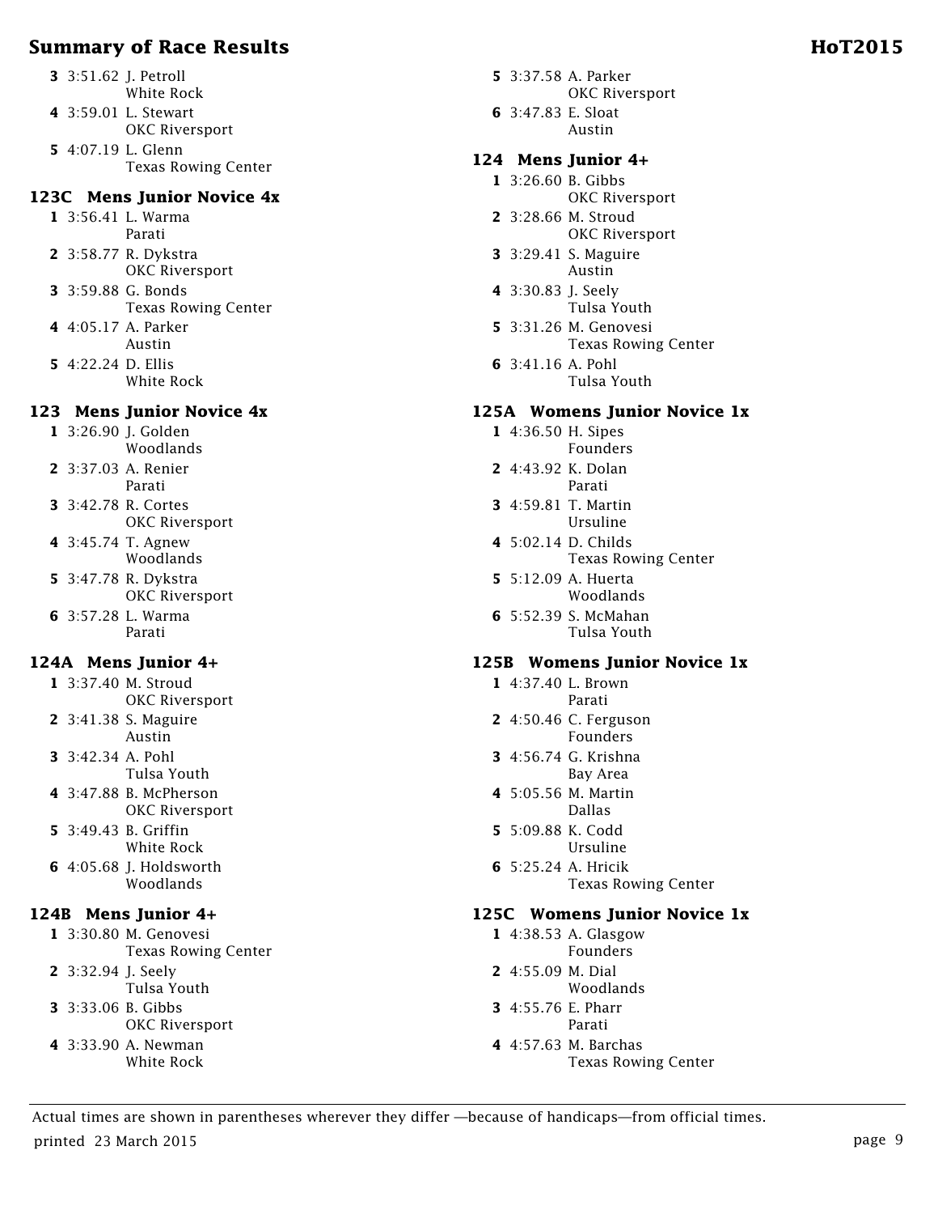| Place | Time | Name | Club |
|---|---|---|---|
| 3 | 3:51.62 | J. Petroll | White Rock |
| 4 | 3:59.01 | L. Stewart | OKC Riversport |
| 5 | 4:07.19 | L. Glenn | Texas Rowing Center |

### 123C Mens Junior Novice 4x

| Place | Time | Name | Club |
|---|---|---|---|
| 1 | 3:56.41 | L. Warma | Parati |
| 2 | 3:58.77 | R. Dykstra | OKC Riversport |
| 3 | 3:59.88 | G. Bonds | Texas Rowing Center |
| 4 | 4:05.17 | A. Parker | Austin |
| 5 | 4:22.24 | D. Ellis | White Rock |

### 123 Mens Junior Novice 4x

| Place | Time | Name | Club |
|---|---|---|---|
| 1 | 3:26.90 | J. Golden | Woodlands |
| 2 | 3:37.03 | A. Renier | Parati |
| 3 | 3:42.78 | R. Cortes | OKC Riversport |
| 4 | 3:45.74 | T. Agnew | Woodlands |
| 5 | 3:47.78 | R. Dykstra | OKC Riversport |
| 6 | 3:57.28 | L. Warma | Parati |

### 124A Mens Junior 4+

| Place | Time | Name | Club |
|---|---|---|---|
| 1 | 3:37.40 | M. Stroud | OKC Riversport |
| 2 | 3:41.38 | S. Maguire | Austin |
| 3 | 3:42.34 | A. Pohl | Tulsa Youth |
| 4 | 3:47.88 | B. McPherson | OKC Riversport |
| 5 | 3:49.43 | B. Griffin | White Rock |
| 6 | 4:05.68 | J. Holdsworth | Woodlands |

### 124B Mens Junior 4+

| Place | Time | Name | Club |
|---|---|---|---|
| 1 | 3:30.80 | M. Genovesi | Texas Rowing Center |
| 2 | 3:32.94 | J. Seely | Tulsa Youth |
| 3 | 3:33.06 | B. Gibbs | OKC Riversport |
| 4 | 3:33.90 | A. Newman | White Rock |
| 5 | 3:37.58 | A. Parker | OKC Riversport |
| 6 | 3:47.83 | E. Sloat | Austin |

### 124 Mens Junior 4+

| Place | Time | Name | Club |
|---|---|---|---|
| 1 | 3:26.60 | B. Gibbs | OKC Riversport |
| 2 | 3:28.66 | M. Stroud | OKC Riversport |
| 3 | 3:29.41 | S. Maguire | Austin |
| 4 | 3:30.83 | J. Seely | Tulsa Youth |
| 5 | 3:31.26 | M. Genovesi | Texas Rowing Center |
| 6 | 3:41.16 | A. Pohl | Tulsa Youth |

### 125A Womens Junior Novice 1x

| Place | Time | Name | Club |
|---|---|---|---|
| 1 | 4:36.50 | H. Sipes | Founders |
| 2 | 4:43.92 | K. Dolan | Parati |
| 3 | 4:59.81 | T. Martin | Ursuline |
| 4 | 5:02.14 | D. Childs | Texas Rowing Center |
| 5 | 5:12.09 | A. Huerta | Woodlands |
| 6 | 5:52.39 | S. McMahan | Tulsa Youth |

### 125B Womens Junior Novice 1x

| Place | Time | Name | Club |
|---|---|---|---|
| 1 | 4:37.40 | L. Brown | Parati |
| 2 | 4:50.46 | C. Ferguson | Founders |
| 3 | 4:56.74 | G. Krishna | Bay Area |
| 4 | 5:05.56 | M. Martin | Dallas |
| 5 | 5:09.88 | K. Codd | Ursuline |
| 6 | 5:25.24 | A. Hricik | Texas Rowing Center |

### 125C Womens Junior Novice 1x

| Place | Time | Name | Club |
|---|---|---|---|
| 1 | 4:38.53 | A. Glasgow | Founders |
| 2 | 4:55.09 | M. Dial | Woodlands |
| 3 | 4:55.76 | E. Pharr | Parati |
| 4 | 4:57.63 | M. Barchas | Texas Rowing Center |

Actual times are shown in parentheses wherever they differ —because of handicaps—from official times.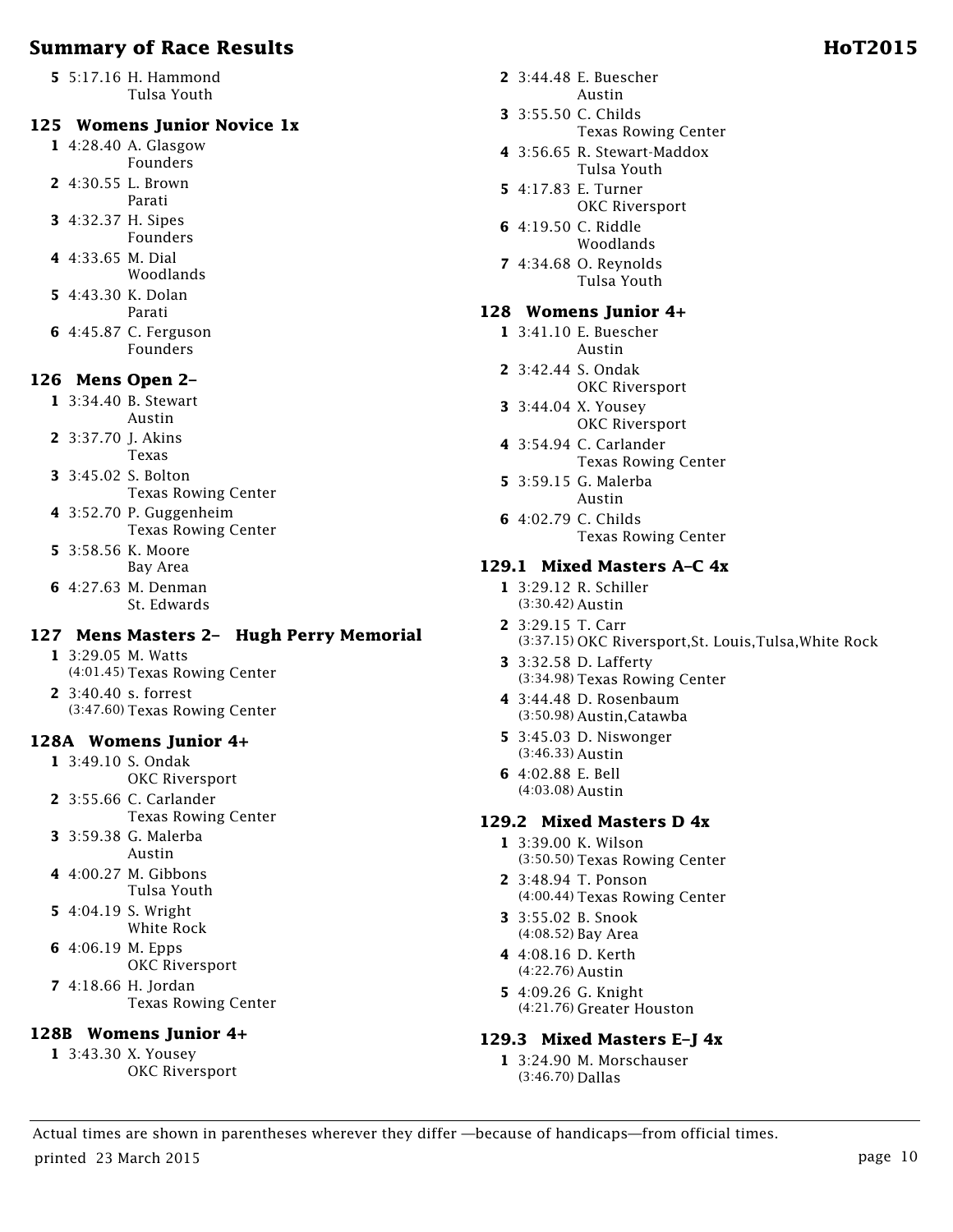**5** 5:17.16 H. Hammond
Tulsa Youth

### 125 Womens Junior Novice 1x

**1** 4:28.40 A. Glasgow
Founders

**2** 4:30.55 L. Brown
Parati

**3** 4:32.37 H. Sipes
Founders

**4** 4:33.65 M. Dial
Woodlands

**5** 4:43.30 K. Dolan
Parati

**6** 4:45.87 C. Ferguson
Founders

### 126 Mens Open 2–

**1** 3:34.40 B. Stewart
Austin

**2** 3:37.70 J. Akins
Texas

**3** 3:45.02 S. Bolton
Texas Rowing Center

**4** 3:52.70 P. Guggenheim
Texas Rowing Center

**5** 3:58.56 K. Moore
Bay Area

**6** 4:27.63 M. Denman
St. Edwards

### 127 Mens Masters 2– Hugh Perry Memorial

**1** 3:29.05 M. Watts
(4:01.45) Texas Rowing Center

**2** 3:40.40 s. forrest
(3:47.60) Texas Rowing Center

### 128A Womens Junior 4+

**1** 3:49.10 S. Ondak
OKC Riversport

**2** 3:55.66 C. Carlander
Texas Rowing Center

**3** 3:59.38 G. Malerba
Austin

**4** 4:00.27 M. Gibbons
Tulsa Youth

**5** 4:04.19 S. Wright
White Rock

**6** 4:06.19 M. Epps
OKC Riversport

**7** 4:18.66 H. Jordan
Texas Rowing Center

### 128B Womens Junior 4+

**1** 3:43.30 X. Yousey
OKC Riversport

**2** 3:44.48 E. Buescher
Austin

**3** 3:55.50 C. Childs
Texas Rowing Center

**4** 3:56.65 R. Stewart-Maddox
Tulsa Youth

**5** 4:17.83 E. Turner
OKC Riversport

**6** 4:19.50 C. Riddle
Woodlands

**7** 4:34.68 O. Reynolds
Tulsa Youth

### 128 Womens Junior 4+

**1** 3:41.10 E. Buescher
Austin

**2** 3:42.44 S. Ondak
OKC Riversport

**3** 3:44.04 X. Yousey
OKC Riversport

**4** 3:54.94 C. Carlander
Texas Rowing Center

**5** 3:59.15 G. Malerba
Austin

**6** 4:02.79 C. Childs
Texas Rowing Center

### 129.1 Mixed Masters A–C 4x

**1** 3:29.12 R. Schiller
(3:30.42) Austin

**2** 3:29.15 T. Carr
(3:37.15) OKC Riversport,St. Louis,Tulsa,White Rock

**3** 3:32.58 D. Lafferty
(3:34.98) Texas Rowing Center

**4** 3:44.48 D. Rosenbaum
(3:50.98) Austin,Catawba

**5** 3:45.03 D. Niswonger
(3:46.33) Austin

**6** 4:02.88 E. Bell
(4:03.08) Austin

### 129.2 Mixed Masters D 4x

**1** 3:39.00 K. Wilson
(3:50.50) Texas Rowing Center

**2** 3:48.94 T. Ponson
(4:00.44) Texas Rowing Center

**3** 3:55.02 B. Snook
(4:08.52) Bay Area

**4** 4:08.16 D. Kerth
(4:22.76) Austin

**5** 4:09.26 G. Knight
(4:21.76) Greater Houston

### 129.3 Mixed Masters E–J 4x

**1** 3:24.90 M. Morschauser
(3:46.70) Dallas

Actual times are shown in parentheses wherever they differ —because of handicaps—from official times.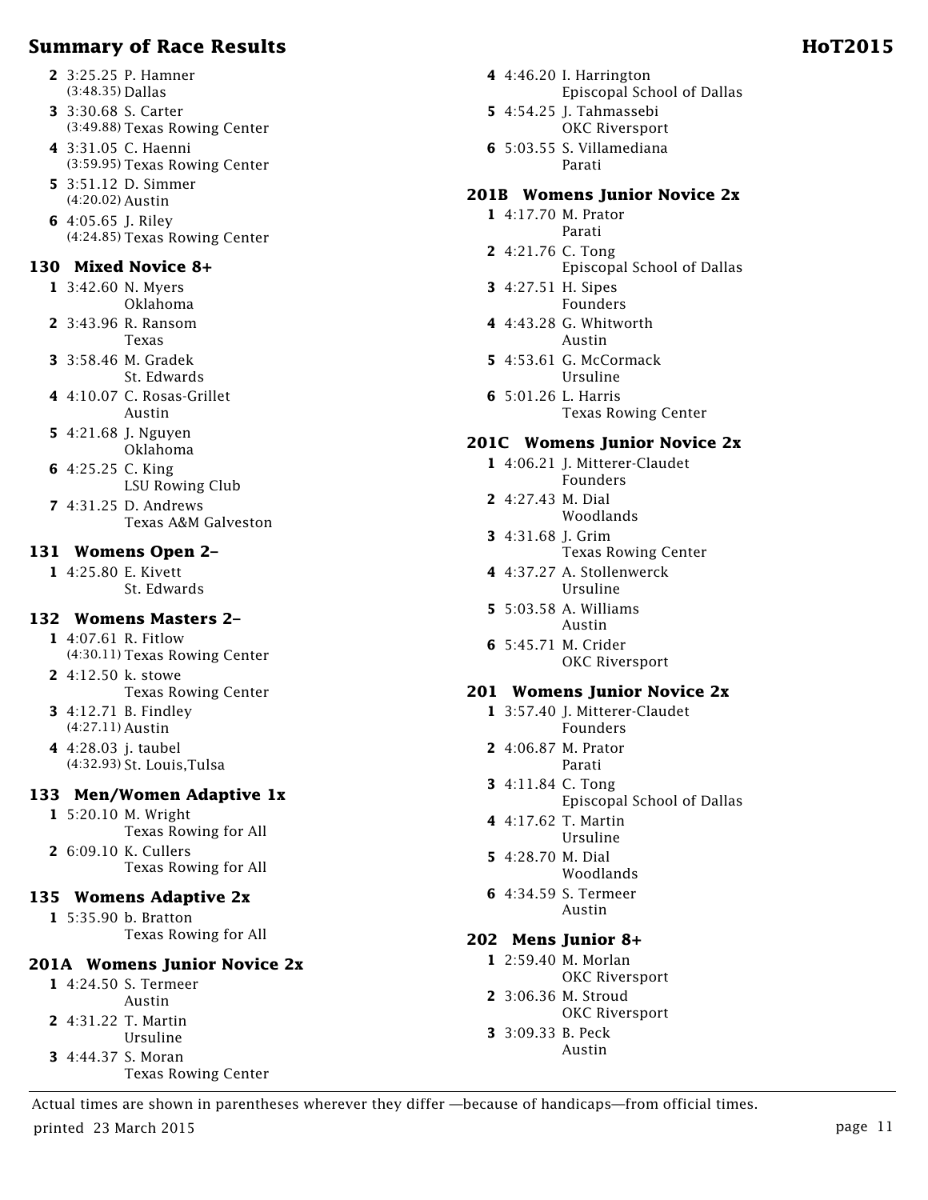## Summary of Race Results

**2** 3:25.25 P. Hamner
(3:48.35) Dallas

**3** 3:30.68 S. Carter
(3:49.88) Texas Rowing Center

**4** 3:31.05 C. Haenni
(3:59.95) Texas Rowing Center

**5** 3:51.12 D. Simmer
(4:20.02) Austin

**6** 4:05.65 J. Riley
(4:24.85) Texas Rowing Center

### 130 Mixed Novice 8+

**1** 3:42.60 N. Myers
Oklahoma

**2** 3:43.96 R. Ransom
Texas

**3** 3:58.46 M. Gradek
St. Edwards

**4** 4:10.07 C. Rosas-Grillet
Austin

**5** 4:21.68 J. Nguyen
Oklahoma

**6** 4:25.25 C. King
LSU Rowing Club

**7** 4:31.25 D. Andrews
Texas A&M Galveston

### 131 Womens Open 2–

**1** 4:25.80 E. Kivett
St. Edwards

### 132 Womens Masters 2–

**1** 4:07.61 R. Fitlow
(4:30.11) Texas Rowing Center

**2** 4:12.50 k. stowe
Texas Rowing Center

**3** 4:12.71 B. Findley
(4:27.11) Austin

**4** 4:28.03 j. taubel
(4:32.93) St. Louis,Tulsa

### 133 Men/Women Adaptive 1x

**1** 5:20.10 M. Wright
Texas Rowing for All

**2** 6:09.10 K. Cullers
Texas Rowing for All

### 135 Womens Adaptive 2x

**1** 5:35.90 b. Bratton
Texas Rowing for All

### 201A Womens Junior Novice 2x

**1** 4:24.50 S. Termeer
Austin

**2** 4:31.22 T. Martin
Ursuline

**3** 4:44.37 S. Moran
Texas Rowing Center

**4** 4:46.20 I. Harrington
Episcopal School of Dallas

**5** 4:54.25 J. Tahmassebi
OKC Riversport

**6** 5:03.55 S. Villamediana
Parati

### 201B Womens Junior Novice 2x

**1** 4:17.70 M. Prator
Parati

**2** 4:21.76 C. Tong
Episcopal School of Dallas

**3** 4:27.51 H. Sipes
Founders

**4** 4:43.28 G. Whitworth
Austin

**5** 4:53.61 G. McCormack
Ursuline

**6** 5:01.26 L. Harris
Texas Rowing Center

### 201C Womens Junior Novice 2x

**1** 4:06.21 J. Mitterer-Claudet
Founders

**2** 4:27.43 M. Dial
Woodlands

**3** 4:31.68 J. Grim
Texas Rowing Center

**4** 4:37.27 A. Stollenwerck
Ursuline

**5** 5:03.58 A. Williams
Austin

**6** 5:45.71 M. Crider
OKC Riversport

### 201 Womens Junior Novice 2x

**1** 3:57.40 J. Mitterer-Claudet
Founders

**2** 4:06.87 M. Prator
Parati

**3** 4:11.84 C. Tong
Episcopal School of Dallas

**4** 4:17.62 T. Martin
Ursuline

**5** 4:28.70 M. Dial
Woodlands

**6** 4:34.59 S. Termeer
Austin

### 202 Mens Junior 8+

**1** 2:59.40 M. Morlan
OKC Riversport

**2** 3:06.36 M. Stroud
OKC Riversport

**3** 3:09.33 B. Peck
Austin

Actual times are shown in parentheses wherever they differ —because of handicaps—from official times.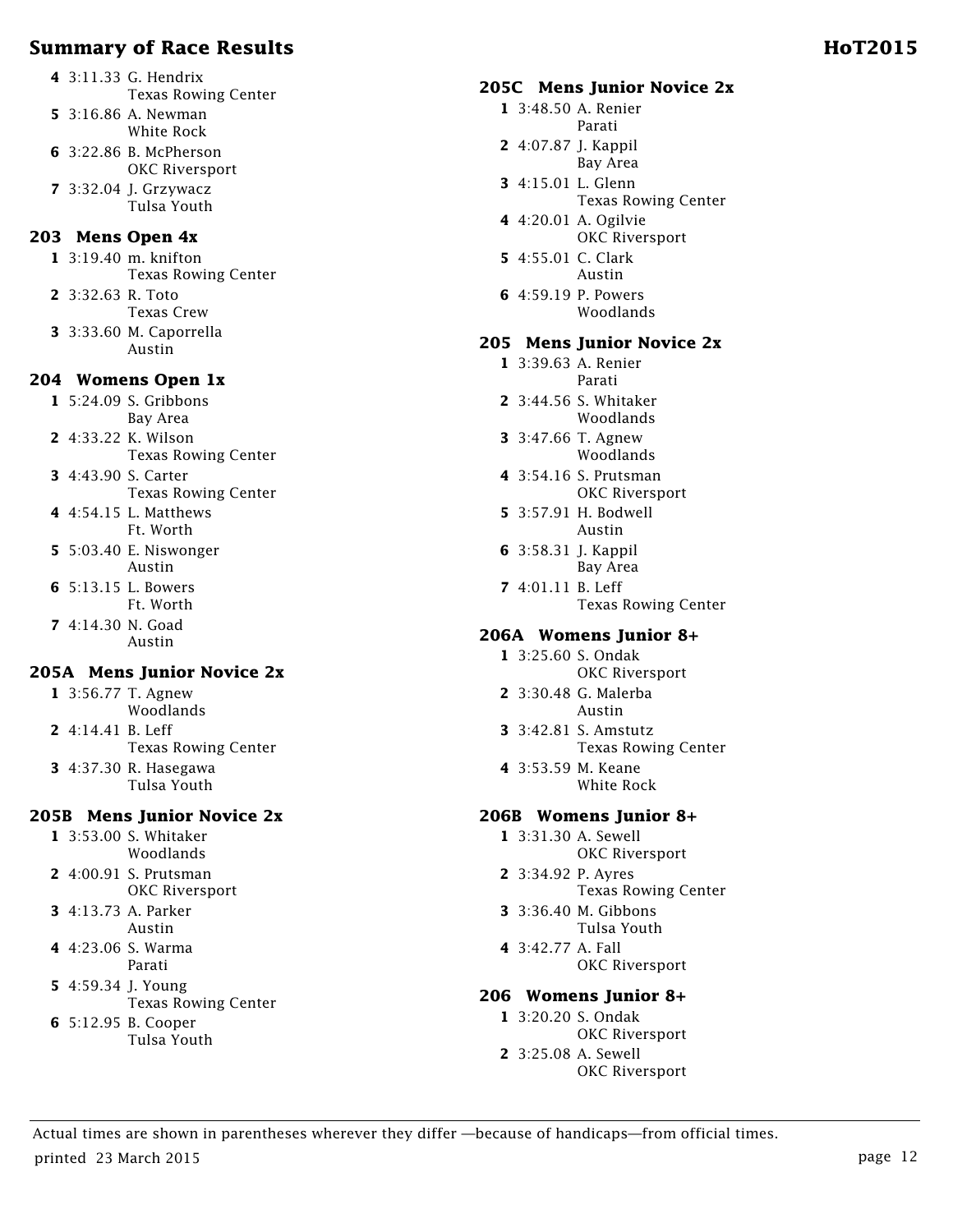| Place | Time | Name | Club |
|---|---|---|---|
| 4 | 3:11.33 | G. Hendrix | Texas Rowing Center |
| 5 | 3:16.86 | A. Newman | White Rock |
| 6 | 3:22.86 | B. McPherson | OKC Riversport |
| 7 | 3:32.04 | J. Grzywacz | Tulsa Youth |

## 203 Mens Open 4x

| Place | Time | Name | Club |
|---|---|---|---|
| 1 | 3:19.40 | m. knifton | Texas Rowing Center |
| 2 | 3:32.63 | R. Toto | Texas Crew |
| 3 | 3:33.60 | M. Caporrella | Austin |

## 204 Womens Open 1x

| Place | Time | Name | Club |
|---|---|---|---|
| 1 | 5:24.09 | S. Gribbons | Bay Area |
| 2 | 4:33.22 | K. Wilson | Texas Rowing Center |
| 3 | 4:43.90 | S. Carter | Texas Rowing Center |
| 4 | 4:54.15 | L. Matthews | Ft. Worth |
| 5 | 5:03.40 | E. Niswonger | Austin |
| 6 | 5:13.15 | L. Bowers | Ft. Worth |
| 7 | 4:14.30 | N. Goad | Austin |

## 205A Mens Junior Novice 2x

| Place | Time | Name | Club |
|---|---|---|---|
| 1 | 3:56.77 | T. Agnew | Woodlands |
| 2 | 4:14.41 | B. Leff | Texas Rowing Center |
| 3 | 4:37.30 | R. Hasegawa | Tulsa Youth |

## 205B Mens Junior Novice 2x

| Place | Time | Name | Club |
|---|---|---|---|
| 1 | 3:53.00 | S. Whitaker | Woodlands |
| 2 | 4:00.91 | S. Prutsman | OKC Riversport |
| 3 | 4:13.73 | A. Parker | Austin |
| 4 | 4:23.06 | S. Warma | Parati |
| 5 | 4:59.34 | J. Young | Texas Rowing Center |
| 6 | 5:12.95 | B. Cooper | Tulsa Youth |

## 205C Mens Junior Novice 2x

| Place | Time | Name | Club |
|---|---|---|---|
| 1 | 3:48.50 | A. Renier | Parati |
| 2 | 4:07.87 | J. Kappil | Bay Area |
| 3 | 4:15.01 | L. Glenn | Texas Rowing Center |
| 4 | 4:20.01 | A. Ogilvie | OKC Riversport |
| 5 | 4:55.01 | C. Clark | Austin |
| 6 | 4:59.19 | P. Powers | Woodlands |

## 205 Mens Junior Novice 2x

| Place | Time | Name | Club |
|---|---|---|---|
| 1 | 3:39.63 | A. Renier | Parati |
| 2 | 3:44.56 | S. Whitaker | Woodlands |
| 3 | 3:47.66 | T. Agnew | Woodlands |
| 4 | 3:54.16 | S. Prutsman | OKC Riversport |
| 5 | 3:57.91 | H. Bodwell | Austin |
| 6 | 3:58.31 | J. Kappil | Bay Area |
| 7 | 4:01.11 | B. Leff | Texas Rowing Center |

## 206A Womens Junior 8+

| Place | Time | Name | Club |
|---|---|---|---|
| 1 | 3:25.60 | S. Ondak | OKC Riversport |
| 2 | 3:30.48 | G. Malerba | Austin |
| 3 | 3:42.81 | S. Amstutz | Texas Rowing Center |
| 4 | 3:53.59 | M. Keane | White Rock |

## 206B Womens Junior 8+

| Place | Time | Name | Club |
|---|---|---|---|
| 1 | 3:31.30 | A. Sewell | OKC Riversport |
| 2 | 3:34.92 | P. Ayres | Texas Rowing Center |
| 3 | 3:36.40 | M. Gibbons | Tulsa Youth |
| 4 | 3:42.77 | A. Fall | OKC Riversport |

## 206 Womens Junior 8+

| Place | Time | Name | Club |
|---|---|---|---|
| 1 | 3:20.20 | S. Ondak | OKC Riversport |
| 2 | 3:25.08 | A. Sewell | OKC Riversport |

Actual times are shown in parentheses wherever they differ —because of handicaps—from official times.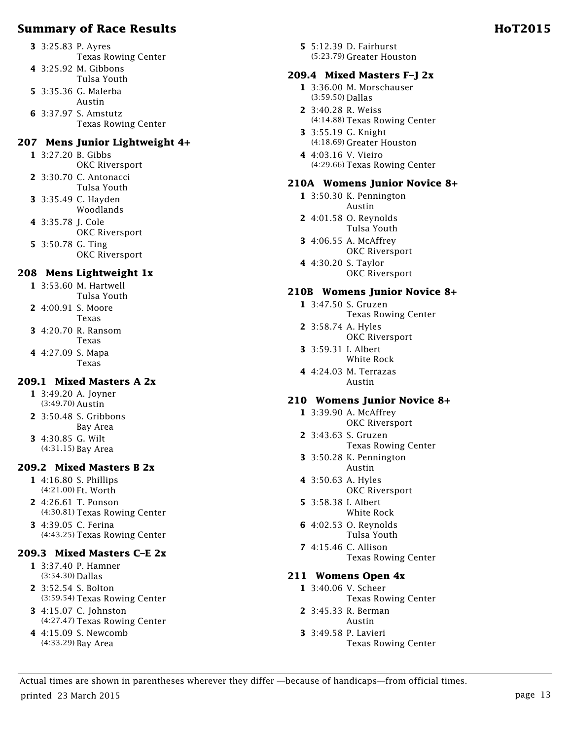**3** 3:25.83 P. Ayres
Texas Rowing Center

**4** 3:25.92 M. Gibbons
Tulsa Youth

**5** 3:35.36 G. Malerba
Austin

**6** 3:37.97 S. Amstutz
Texas Rowing Center

## 207 Mens Junior Lightweight 4+

**1** 3:27.20 B. Gibbs
OKC Riversport

**2** 3:30.70 C. Antonacci
Tulsa Youth

**3** 3:35.49 C. Hayden
Woodlands

**4** 3:35.78 J. Cole
OKC Riversport

**5** 3:50.78 G. Ting
OKC Riversport

## 208 Mens Lightweight 1x

**1** 3:53.60 M. Hartwell
Tulsa Youth

**2** 4:00.91 S. Moore
Texas

**3** 4:20.70 R. Ransom
Texas

**4** 4:27.09 S. Mapa
Texas

## 209.1 Mixed Masters A 2x

**1** 3:49.20 A. Joyner
(3:49.70) Austin

**2** 3:50.48 S. Gribbons
Bay Area

**3** 4:30.85 G. Wilt
(4:31.15) Bay Area

## 209.2 Mixed Masters B 2x

**1** 4:16.80 S. Phillips
(4:21.00) Ft. Worth

**2** 4:26.61 T. Ponson
(4:30.81) Texas Rowing Center

**3** 4:39.05 C. Ferina
(4:43.25) Texas Rowing Center

## 209.3 Mixed Masters C–E 2x

**1** 3:37.40 P. Hamner
(3:54.30) Dallas

**2** 3:52.54 S. Bolton
(3:59.54) Texas Rowing Center

**3** 4:15.07 C. Johnston
(4:27.47) Texas Rowing Center

**4** 4:15.09 S. Newcomb
(4:33.29) Bay Area

**5** 5:12.39 D. Fairhurst
(5:23.79) Greater Houston

## 209.4 Mixed Masters F–J 2x

**1** 3:36.00 M. Morschauser
(3:59.50) Dallas

**2** 3:40.28 R. Weiss
(4:14.88) Texas Rowing Center

**3** 3:55.19 G. Knight
(4:18.69) Greater Houston

**4** 4:03.16 V. Vieiro
(4:29.66) Texas Rowing Center

## 210A Womens Junior Novice 8+

**1** 3:50.30 K. Pennington
Austin

**2** 4:01.58 O. Reynolds
Tulsa Youth

**3** 4:06.55 A. McAffrey
OKC Riversport

**4** 4:30.20 S. Taylor
OKC Riversport

## 210B Womens Junior Novice 8+

**1** 3:47.50 S. Gruzen
Texas Rowing Center

**2** 3:58.74 A. Hyles
OKC Riversport

**3** 3:59.31 I. Albert
White Rock

**4** 4:24.03 M. Terrazas
Austin

## 210 Womens Junior Novice 8+

**1** 3:39.90 A. McAffrey
OKC Riversport

**2** 3:43.63 S. Gruzen
Texas Rowing Center

**3** 3:50.28 K. Pennington
Austin

**4** 3:50.63 A. Hyles
OKC Riversport

**5** 3:58.38 I. Albert
White Rock

**6** 4:02.53 O. Reynolds
Tulsa Youth

**7** 4:15.46 C. Allison
Texas Rowing Center

## 211 Womens Open 4x

**1** 3:40.06 V. Scheer
Texas Rowing Center

**2** 3:45.33 R. Berman
Austin

**3** 3:49.58 P. Lavieri
Texas Rowing Center

Actual times are shown in parentheses wherever they differ —because of handicaps—from official times.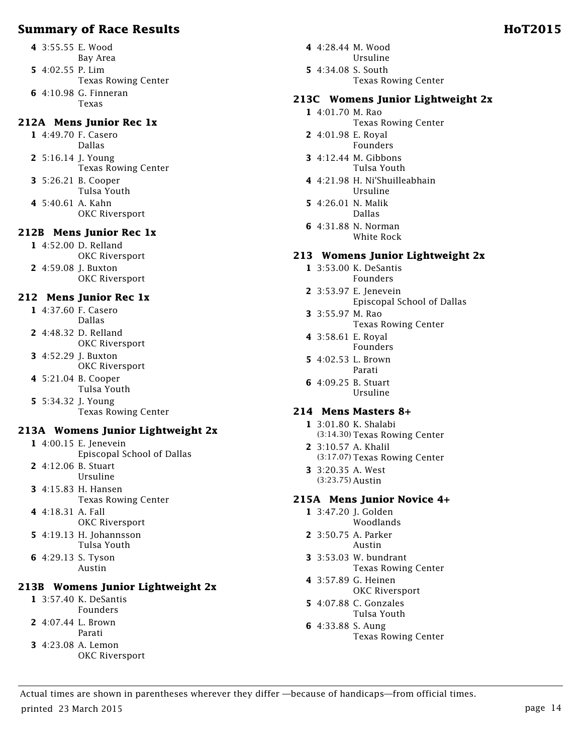4 3:55.55 E. Wood
Bay Area

5 4:02.55 P. Lim
Texas Rowing Center

6 4:10.98 G. Finneran
Texas

### 212A Mens Junior Rec 1x

1 4:49.70 F. Casero
Dallas

2 5:16.14 J. Young
Texas Rowing Center

3 5:26.21 B. Cooper
Tulsa Youth

4 5:40.61 A. Kahn
OKC Riversport

### 212B Mens Junior Rec 1x

1 4:52.00 D. Relland
OKC Riversport

2 4:59.08 J. Buxton
OKC Riversport

### 212 Mens Junior Rec 1x

1 4:37.60 F. Casero
Dallas

2 4:48.32 D. Relland
OKC Riversport

3 4:52.29 J. Buxton
OKC Riversport

4 5:21.04 B. Cooper
Tulsa Youth

5 5:34.32 J. Young
Texas Rowing Center

### 213A Womens Junior Lightweight 2x

1 4:00.15 E. Jenevein
Episcopal School of Dallas

2 4:12.06 B. Stuart
Ursuline

3 4:15.83 H. Hansen
Texas Rowing Center

4 4:18.31 A. Fall
OKC Riversport

5 4:19.13 H. Johannsson
Tulsa Youth

6 4:29.13 S. Tyson
Austin

### 213B Womens Junior Lightweight 2x

1 3:57.40 K. DeSantis
Founders

2 4:07.44 L. Brown
Parati

3 4:23.08 A. Lemon
OKC Riversport

4 4:28.44 M. Wood
Ursuline

5 4:34.08 S. South
Texas Rowing Center

### 213C Womens Junior Lightweight 2x

1 4:01.70 M. Rao
Texas Rowing Center

2 4:01.98 E. Royal
Founders

3 4:12.44 M. Gibbons
Tulsa Youth

4 4:21.98 H. Ni'Shuilleabhain
Ursuline

5 4:26.01 N. Malik
Dallas

6 4:31.88 N. Norman
White Rock

### 213 Womens Junior Lightweight 2x

1 3:53.00 K. DeSantis
Founders

2 3:53.97 E. Jenevein
Episcopal School of Dallas

3 3:55.97 M. Rao
Texas Rowing Center

4 3:58.61 E. Royal
Founders

5 4:02.53 L. Brown
Parati

6 4:09.25 B. Stuart
Ursuline

### 214 Mens Masters 8+

1 3:01.80 K. Shalabi
(3:14.30) Texas Rowing Center

2 3:10.57 A. Khalil
(3:17.07) Texas Rowing Center

3 3:20.35 A. West
(3:23.75) Austin

### 215A Mens Junior Novice 4+

1 3:47.20 J. Golden
Woodlands

2 3:50.75 A. Parker
Austin

3 3:53.03 W. bundrant
Texas Rowing Center

4 3:57.89 G. Heinen
OKC Riversport

5 4:07.88 C. Gonzales
Tulsa Youth

6 4:33.88 S. Aung
Texas Rowing Center

Actual times are shown in parentheses wherever they differ —because of handicaps—from official times.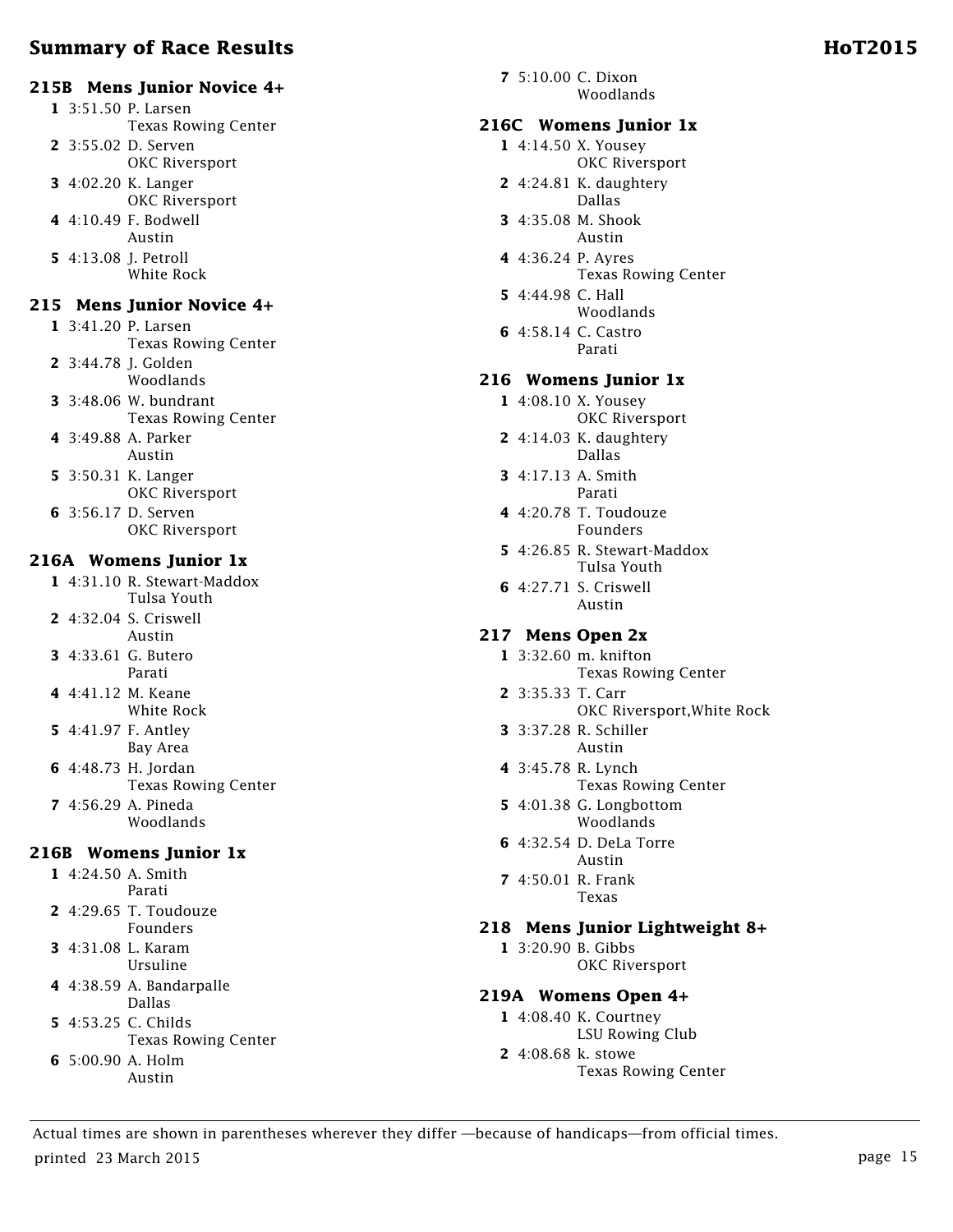## Summary of Race Results

### 215B Mens Junior Novice 4+

1. 3:51.50 P. Larsen
   Texas Rowing Center
2. 3:55.02 D. Serven
   OKC Riversport
3. 4:02.20 K. Langer
   OKC Riversport
4. 4:10.49 F. Bodwell
   Austin
5. 4:13.08 J. Petroll
   White Rock

### 215 Mens Junior Novice 4+

1. 3:41.20 P. Larsen
   Texas Rowing Center
2. 3:44.78 J. Golden
   Woodlands
3. 3:48.06 W. bundrant
   Texas Rowing Center
4. 3:49.88 A. Parker
   Austin
5. 3:50.31 K. Langer
   OKC Riversport
6. 3:56.17 D. Serven
   OKC Riversport

### 216A Womens Junior 1x

1. 4:31.10 R. Stewart-Maddox
   Tulsa Youth
2. 4:32.04 S. Criswell
   Austin
3. 4:33.61 G. Butero
   Parati
4. 4:41.12 M. Keane
   White Rock
5. 4:41.97 F. Antley
   Bay Area
6. 4:48.73 H. Jordan
   Texas Rowing Center
7. 4:56.29 A. Pineda
   Woodlands

### 216B Womens Junior 1x

1. 4:24.50 A. Smith
   Parati
2. 4:29.65 T. Toudouze
   Founders
3. 4:31.08 L. Karam
   Ursuline
4. 4:38.59 A. Bandarpalle
   Dallas
5. 4:53.25 C. Childs
   Texas Rowing Center
6. 5:00.90 A. Holm
   Austin
7. 5:10.00 C. Dixon
   Woodlands

### 216C Womens Junior 1x

1. 4:14.50 X. Yousey
   OKC Riversport
2. 4:24.81 K. daughtery
   Dallas
3. 4:35.08 M. Shook
   Austin
4. 4:36.24 P. Ayres
   Texas Rowing Center
5. 4:44.98 C. Hall
   Woodlands
6. 4:58.14 C. Castro
   Parati

### 216 Womens Junior 1x

1. 4:08.10 X. Yousey
   OKC Riversport
2. 4:14.03 K. daughtery
   Dallas
3. 4:17.13 A. Smith
   Parati
4. 4:20.78 T. Toudouze
   Founders
5. 4:26.85 R. Stewart-Maddox
   Tulsa Youth
6. 4:27.71 S. Criswell
   Austin

### 217 Mens Open 2x

1. 3:32.60 m. knifton
   Texas Rowing Center
2. 3:35.33 T. Carr
   OKC Riversport,White Rock
3. 3:37.28 R. Schiller
   Austin
4. 3:45.78 R. Lynch
   Texas Rowing Center
5. 4:01.38 G. Longbottom
   Woodlands
6. 4:32.54 D. DeLa Torre
   Austin
7. 4:50.01 R. Frank
   Texas

### 218 Mens Junior Lightweight 8+

1. 3:20.90 B. Gibbs
   OKC Riversport

### 219A Womens Open 4+

1. 4:08.40 K. Courtney
   LSU Rowing Club
2. 4:08.68 k. stowe
   Texas Rowing Center

Actual times are shown in parentheses wherever they differ —because of handicaps—from official times.

printed 23 March 2015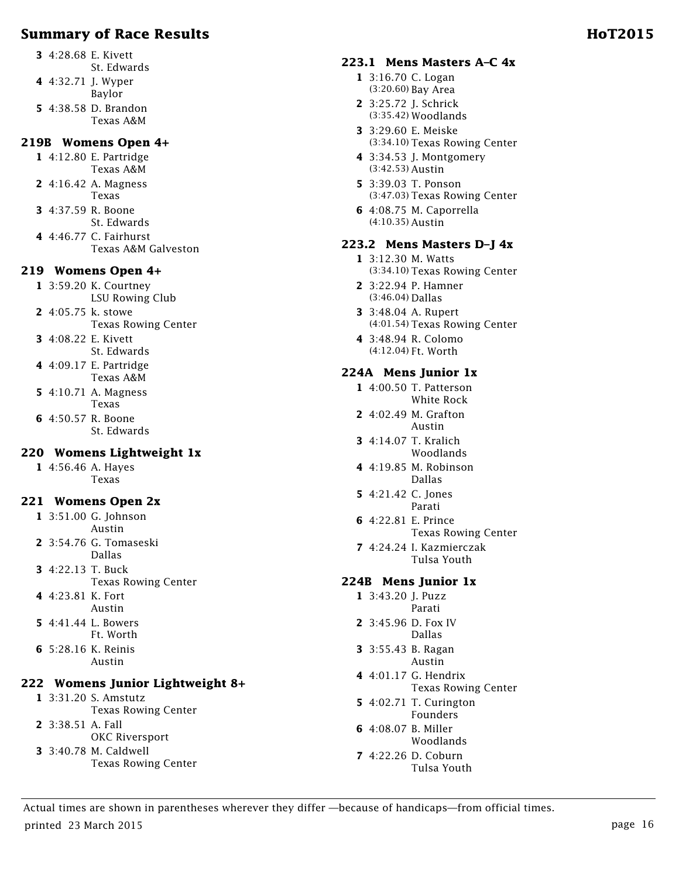## Summary of Race Results

**3** 4:28.68 E. Kivett
St. Edwards

**4** 4:32.71 J. Wyper
Baylor

**5** 4:38.58 D. Brandon
Texas A&M

### 219B Womens Open 4+

**1** 4:12.80 E. Partridge
Texas A&M

**2** 4:16.42 A. Magness
Texas

**3** 4:37.59 R. Boone
St. Edwards

**4** 4:46.77 C. Fairhurst
Texas A&M Galveston

### 219 Womens Open 4+

**1** 3:59.20 K. Courtney
LSU Rowing Club

**2** 4:05.75 k. stowe
Texas Rowing Center

**3** 4:08.22 E. Kivett
St. Edwards

**4** 4:09.17 E. Partridge
Texas A&M

**5** 4:10.71 A. Magness
Texas

**6** 4:50.57 R. Boone
St. Edwards

### 220 Womens Lightweight 1x

**1** 4:56.46 A. Hayes
Texas

### 221 Womens Open 2x

**1** 3:51.00 G. Johnson
Austin

**2** 3:54.76 G. Tomaseski
Dallas

**3** 4:22.13 T. Buck
Texas Rowing Center

**4** 4:23.81 K. Fort
Austin

**5** 4:41.44 L. Bowers
Ft. Worth

**6** 5:28.16 K. Reinis
Austin

### 222 Womens Junior Lightweight 8+

**1** 3:31.20 S. Amstutz
Texas Rowing Center

**2** 3:38.51 A. Fall
OKC Riversport

**3** 3:40.78 M. Caldwell
Texas Rowing Center

### 223.1 Mens Masters A–C 4x

**1** 3:16.70 C. Logan
(3:20.60) Bay Area

**2** 3:25.72 J. Schrick
(3:35.42) Woodlands

**3** 3:29.60 E. Meiske
(3:34.10) Texas Rowing Center

**4** 3:34.53 J. Montgomery
(3:42.53) Austin

**5** 3:39.03 T. Ponson
(3:47.03) Texas Rowing Center

**6** 4:08.75 M. Caporrella
(4:10.35) Austin

### 223.2 Mens Masters D–J 4x

**1** 3:12.30 M. Watts
(3:34.10) Texas Rowing Center

**2** 3:22.94 P. Hamner
(3:46.04) Dallas

**3** 3:48.04 A. Rupert
(4:01.54) Texas Rowing Center

**4** 3:48.94 R. Colomo
(4:12.04) Ft. Worth

### 224A Mens Junior 1x

**1** 4:00.50 T. Patterson
White Rock

**2** 4:02.49 M. Grafton
Austin

**3** 4:14.07 T. Kralich
Woodlands

**4** 4:19.85 M. Robinson
Dallas

**5** 4:21.42 C. Jones
Parati

**6** 4:22.81 E. Prince
Texas Rowing Center

**7** 4:24.24 I. Kazmierczak
Tulsa Youth

### 224B Mens Junior 1x

**1** 3:43.20 J. Puzz
Parati

**2** 3:45.96 D. Fox IV
Dallas

**3** 3:55.43 B. Ragan
Austin

**4** 4:01.17 G. Hendrix
Texas Rowing Center

**5** 4:02.71 T. Curington
Founders

**6** 4:08.07 B. Miller
Woodlands

**7** 4:22.26 D. Coburn
Tulsa Youth

Actual times are shown in parentheses wherever they differ —because of handicaps—from official times.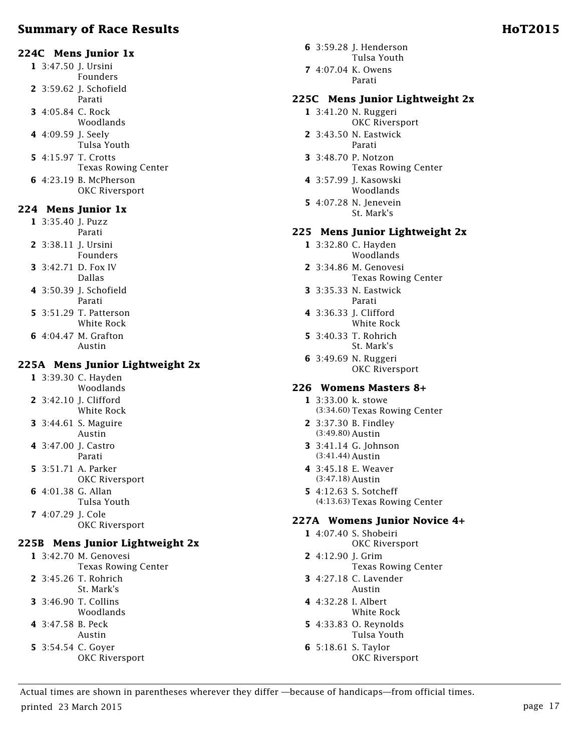## Summary of Race Results

### 224C Mens Junior 1x

| Place | Time | Name / Club |
|---|---|---|
| 1 | 3:47.50 | J. Ursini, Founders |
| 2 | 3:59.62 | J. Schofield, Parati |
| 3 | 4:05.84 | C. Rock, Woodlands |
| 4 | 4:09.59 | J. Seely, Tulsa Youth |
| 5 | 4:15.97 | T. Crotts, Texas Rowing Center |
| 6 | 4:23.19 | B. McPherson, OKC Riversport |

### 224 Mens Junior 1x

| Place | Time | Name / Club |
|---|---|---|
| 1 | 3:35.40 | J. Puzz, Parati |
| 2 | 3:38.11 | J. Ursini, Founders |
| 3 | 3:42.71 | D. Fox IV, Dallas |
| 4 | 3:50.39 | J. Schofield, Parati |
| 5 | 3:51.29 | T. Patterson, White Rock |
| 6 | 4:04.47 | M. Grafton, Austin |

### 225A Mens Junior Lightweight 2x

| Place | Time | Name / Club |
|---|---|---|
| 1 | 3:39.30 | C. Hayden, Woodlands |
| 2 | 3:42.10 | J. Clifford, White Rock |
| 3 | 3:44.61 | S. Maguire, Austin |
| 4 | 3:47.00 | J. Castro, Parati |
| 5 | 3:51.71 | A. Parker, OKC Riversport |
| 6 | 4:01.38 | G. Allan, Tulsa Youth |
| 7 | 4:07.29 | J. Cole, OKC Riversport |

### 225B Mens Junior Lightweight 2x

| Place | Time | Name / Club |
|---|---|---|
| 1 | 3:42.70 | M. Genovesi, Texas Rowing Center |
| 2 | 3:45.26 | T. Rohrich, St. Mark's |
| 3 | 3:46.90 | T. Collins, Woodlands |
| 4 | 3:47.58 | B. Peck, Austin |
| 5 | 3:54.54 | C. Goyer, OKC Riversport |
| 6 | 3:59.28 | J. Henderson, Tulsa Youth |
| 7 | 4:07.04 | K. Owens, Parati |

### 225C Mens Junior Lightweight 2x

| Place | Time | Name / Club |
|---|---|---|
| 1 | 3:41.20 | N. Ruggeri, OKC Riversport |
| 2 | 3:43.50 | N. Eastwick, Parati |
| 3 | 3:48.70 | P. Notzon, Texas Rowing Center |
| 4 | 3:57.99 | J. Kasowski, Woodlands |
| 5 | 4:07.28 | N. Jenevein, St. Mark's |

### 225 Mens Junior Lightweight 2x

| Place | Time | Name / Club |
|---|---|---|
| 1 | 3:32.80 | C. Hayden, Woodlands |
| 2 | 3:34.86 | M. Genovesi, Texas Rowing Center |
| 3 | 3:35.33 | N. Eastwick, Parati |
| 4 | 3:36.33 | J. Clifford, White Rock |
| 5 | 3:40.33 | T. Rohrich, St. Mark's |
| 6 | 3:49.69 | N. Ruggeri, OKC Riversport |

### 226 Womens Masters 8+

| Place | Time | Actual Time | Name / Club |
|---|---|---|---|
| 1 | 3:33.00 | (3:34.60) | k. stowe, Texas Rowing Center |
| 2 | 3:37.30 | (3:49.80) | B. Findley, Austin |
| 3 | 3:41.14 | (3:41.44) | G. Johnson, Austin |
| 4 | 3:45.18 | (3:47.18) | E. Weaver, Austin |
| 5 | 4:12.63 | (4:13.63) | S. Sotcheff, Texas Rowing Center |

### 227A Womens Junior Novice 4+

| Place | Time | Name / Club |
|---|---|---|
| 1 | 4:07.40 | S. Shobeiri, OKC Riversport |
| 2 | 4:12.90 | J. Grim, Texas Rowing Center |
| 3 | 4:27.18 | C. Lavender, Austin |
| 4 | 4:32.28 | I. Albert, White Rock |
| 5 | 4:33.83 | O. Reynolds, Tulsa Youth |
| 6 | 5:18.61 | S. Taylor, OKC Riversport |

Actual times are shown in parentheses wherever they differ —because of handicaps—from official times.

printed 23 March 2015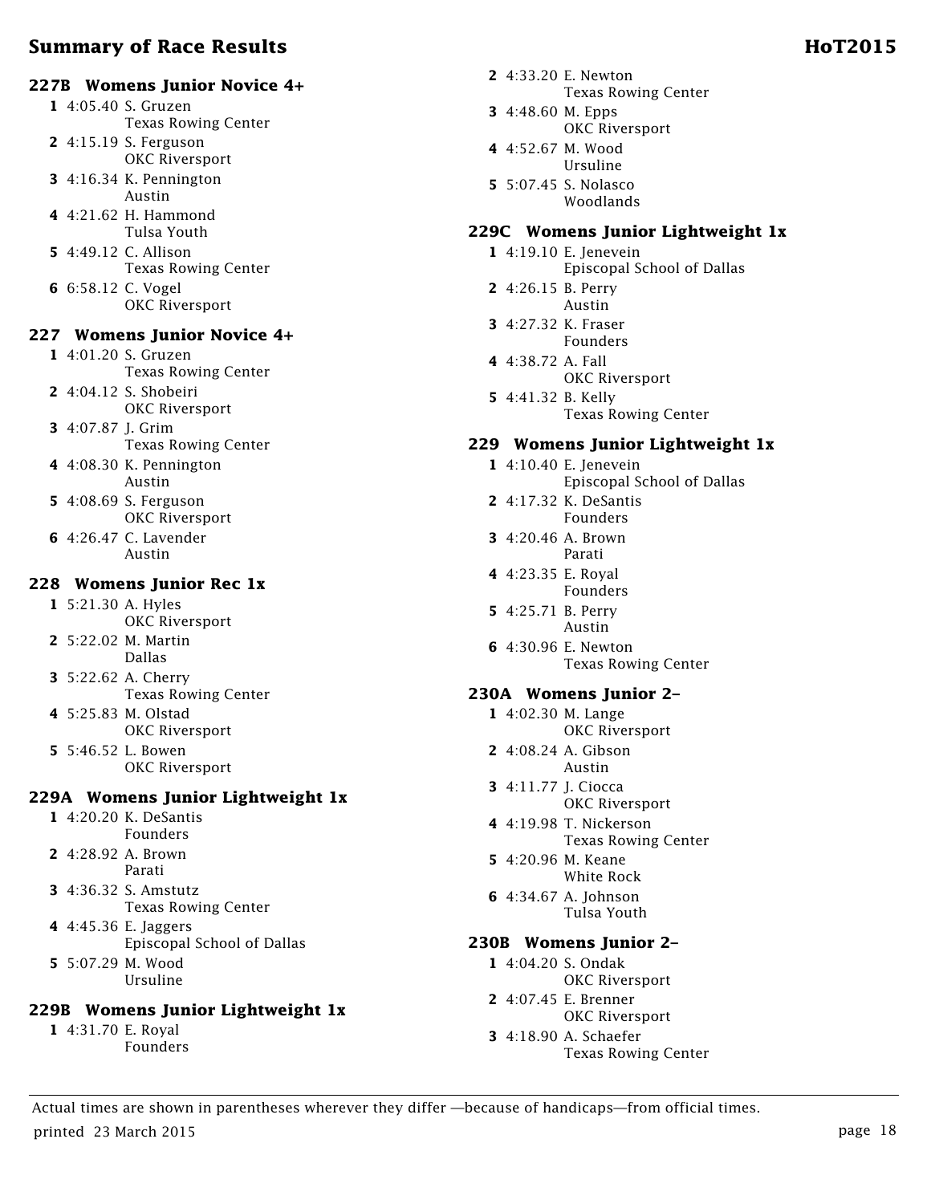### 227B Womens Junior Novice 4+

| Place | Time | Name | Club |
|---|---|---|---|
| 1 | 4:05.40 | S. Gruzen | Texas Rowing Center |
| 2 | 4:15.19 | S. Ferguson | OKC Riversport |
| 3 | 4:16.34 | K. Pennington | Austin |
| 4 | 4:21.62 | H. Hammond | Tulsa Youth |
| 5 | 4:49.12 | C. Allison | Texas Rowing Center |
| 6 | 6:58.12 | C. Vogel | OKC Riversport |

### 227 Womens Junior Novice 4+

| Place | Time | Name | Club |
|---|---|---|---|
| 1 | 4:01.20 | S. Gruzen | Texas Rowing Center |
| 2 | 4:04.12 | S. Shobeiri | OKC Riversport |
| 3 | 4:07.87 | J. Grim | Texas Rowing Center |
| 4 | 4:08.30 | K. Pennington | Austin |
| 5 | 4:08.69 | S. Ferguson | OKC Riversport |
| 6 | 4:26.47 | C. Lavender | Austin |

### 228 Womens Junior Rec 1x

| Place | Time | Name | Club |
|---|---|---|---|
| 1 | 5:21.30 | A. Hyles | OKC Riversport |
| 2 | 5:22.02 | M. Martin | Dallas |
| 3 | 5:22.62 | A. Cherry | Texas Rowing Center |
| 4 | 5:25.83 | M. Olstad | OKC Riversport |
| 5 | 5:46.52 | L. Bowen | OKC Riversport |

### 229A Womens Junior Lightweight 1x

| Place | Time | Name | Club |
|---|---|---|---|
| 1 | 4:20.20 | K. DeSantis | Founders |
| 2 | 4:28.92 | A. Brown | Parati |
| 3 | 4:36.32 | S. Amstutz | Texas Rowing Center |
| 4 | 4:45.36 | E. Jaggers | Episcopal School of Dallas |
| 5 | 5:07.29 | M. Wood | Ursuline |

### 229B Womens Junior Lightweight 1x

| Place | Time | Name | Club |
|---|---|---|---|
| 1 | 4:31.70 | E. Royal | Founders |
| 2 | 4:33.20 | E. Newton | Texas Rowing Center |
| 3 | 4:48.60 | M. Epps | OKC Riversport |
| 4 | 4:52.67 | M. Wood | Ursuline |
| 5 | 5:07.45 | S. Nolasco | Woodlands |

### 229C Womens Junior Lightweight 1x

| Place | Time | Name | Club |
|---|---|---|---|
| 1 | 4:19.10 | E. Jenevein | Episcopal School of Dallas |
| 2 | 4:26.15 | B. Perry | Austin |
| 3 | 4:27.32 | K. Fraser | Founders |
| 4 | 4:38.72 | A. Fall | OKC Riversport |
| 5 | 4:41.32 | B. Kelly | Texas Rowing Center |

### 229 Womens Junior Lightweight 1x

| Place | Time | Name | Club |
|---|---|---|---|
| 1 | 4:10.40 | E. Jenevein | Episcopal School of Dallas |
| 2 | 4:17.32 | K. DeSantis | Founders |
| 3 | 4:20.46 | A. Brown | Parati |
| 4 | 4:23.35 | E. Royal | Founders |
| 5 | 4:25.71 | B. Perry | Austin |
| 6 | 4:30.96 | E. Newton | Texas Rowing Center |

### 230A Womens Junior 2–

| Place | Time | Name | Club |
|---|---|---|---|
| 1 | 4:02.30 | M. Lange | OKC Riversport |
| 2 | 4:08.24 | A. Gibson | Austin |
| 3 | 4:11.77 | J. Ciocca | OKC Riversport |
| 4 | 4:19.98 | T. Nickerson | Texas Rowing Center |
| 5 | 4:20.96 | M. Keane | White Rock |
| 6 | 4:34.67 | A. Johnson | Tulsa Youth |

### 230B Womens Junior 2–

| Place | Time | Name | Club |
|---|---|---|---|
| 1 | 4:04.20 | S. Ondak | OKC Riversport |
| 2 | 4:07.45 | E. Brenner | OKC Riversport |
| 3 | 4:18.90 | A. Schaefer | Texas Rowing Center |

Actual times are shown in parentheses wherever they differ —because of handicaps—from official times.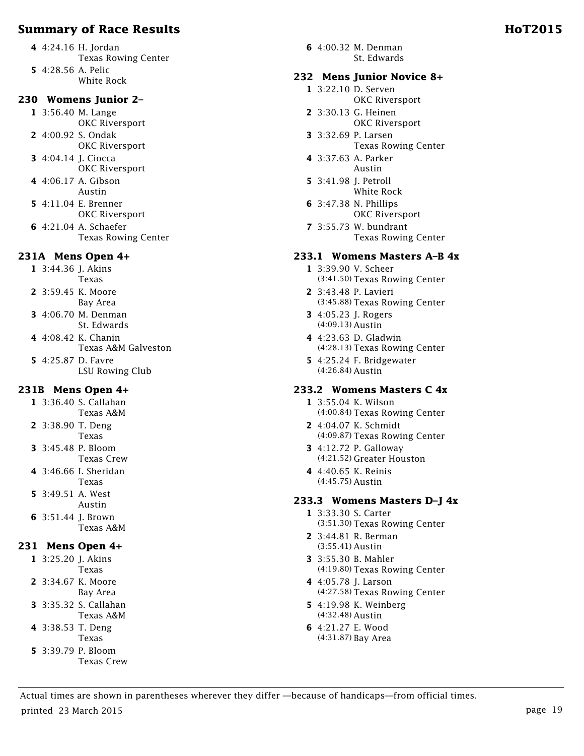**4** 4:24.16 H. Jordan
Texas Rowing Center

**5** 4:28.56 A. Pelic
White Rock

### 230 Womens Junior 2–

**1** 3:56.40 M. Lange
OKC Riversport

**2** 4:00.92 S. Ondak
OKC Riversport

**3** 4:04.14 J. Ciocca
OKC Riversport

**4** 4:06.17 A. Gibson
Austin

**5** 4:11.04 E. Brenner
OKC Riversport

**6** 4:21.04 A. Schaefer
Texas Rowing Center

### 231A Mens Open 4+

**1** 3:44.36 J. Akins
Texas

**2** 3:59.45 K. Moore
Bay Area

**3** 4:06.70 M. Denman
St. Edwards

**4** 4:08.42 K. Chanin
Texas A&M Galveston

**5** 4:25.87 D. Favre
LSU Rowing Club

### 231B Mens Open 4+

**1** 3:36.40 S. Callahan
Texas A&M

**2** 3:38.90 T. Deng
Texas

**3** 3:45.48 P. Bloom
Texas Crew

**4** 3:46.66 I. Sheridan
Texas

**5** 3:49.51 A. West
Austin

**6** 3:51.44 J. Brown
Texas A&M

### 231 Mens Open 4+

**1** 3:25.20 J. Akins
Texas

**2** 3:34.67 K. Moore
Bay Area

**3** 3:35.32 S. Callahan
Texas A&M

**4** 3:38.53 T. Deng
Texas

**5** 3:39.79 P. Bloom
Texas Crew

**6** 4:00.32 M. Denman
St. Edwards

### 232 Mens Junior Novice 8+

**1** 3:22.10 D. Serven
OKC Riversport

**2** 3:30.13 G. Heinen
OKC Riversport

**3** 3:32.69 P. Larsen
Texas Rowing Center

**4** 3:37.63 A. Parker
Austin

**5** 3:41.98 J. Petroll
White Rock

**6** 3:47.38 N. Phillips
OKC Riversport

**7** 3:55.73 W. bundrant
Texas Rowing Center

### 233.1 Womens Masters A–B 4x

**1** 3:39.90 V. Scheer
(3:41.50) Texas Rowing Center

**2** 3:43.48 P. Lavieri
(3:45.88) Texas Rowing Center

**3** 4:05.23 J. Rogers
(4:09.13) Austin

**4** 4:23.63 D. Gladwin
(4:28.13) Texas Rowing Center

**5** 4:25.24 F. Bridgewater
(4:26.84) Austin

### 233.2 Womens Masters C 4x

**1** 3:55.04 K. Wilson
(4:00.84) Texas Rowing Center

**2** 4:04.07 K. Schmidt
(4:09.87) Texas Rowing Center

**3** 4:12.72 P. Galloway
(4:21.52) Greater Houston

**4** 4:40.65 K. Reinis
(4:45.75) Austin

### 233.3 Womens Masters D–J 4x

**1** 3:33.30 S. Carter
(3:51.30) Texas Rowing Center

**2** 3:44.81 R. Berman
(3:55.41) Austin

**3** 3:55.30 B. Mahler
(4:19.80) Texas Rowing Center

**4** 4:05.78 J. Larson
(4:27.58) Texas Rowing Center

**5** 4:19.98 K. Weinberg
(4:32.48) Austin

**6** 4:21.27 E. Wood
(4:31.87) Bay Area

Actual times are shown in parentheses wherever they differ —because of handicaps—from official times.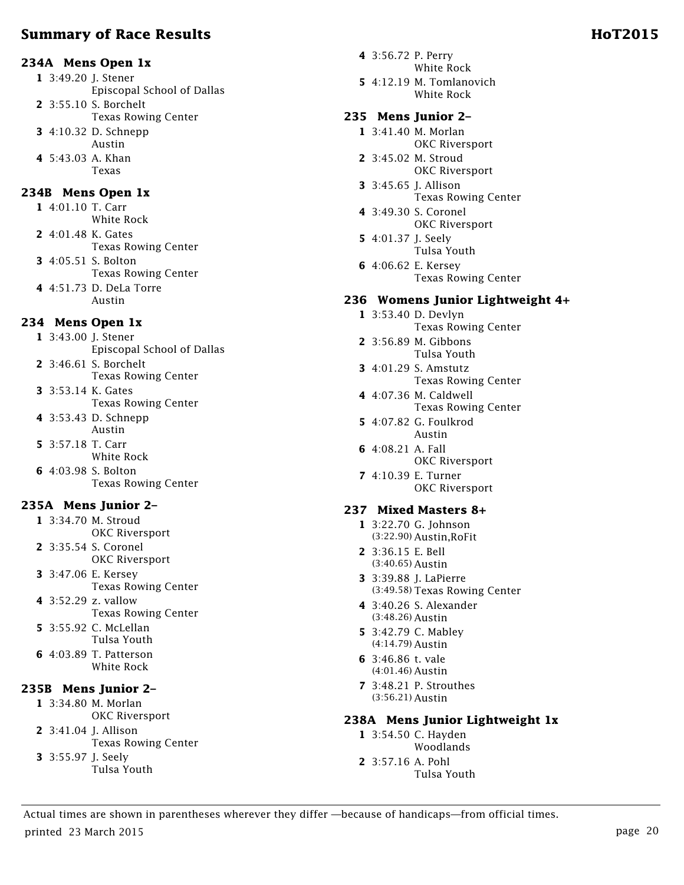## Summary of Race Results

### 234A Mens Open 1x

1. 3:49.20 J. Stener — Episcopal School of Dallas
2. 3:55.10 S. Borchelt — Texas Rowing Center
3. 4:10.32 D. Schnepp — Austin
4. 5:43.03 A. Khan — Texas

### 234B Mens Open 1x

1. 4:01.10 T. Carr — White Rock
2. 4:01.48 K. Gates — Texas Rowing Center
3. 4:05.51 S. Bolton — Texas Rowing Center
4. 4:51.73 D. DeLa Torre — Austin

### 234 Mens Open 1x

1. 3:43.00 J. Stener — Episcopal School of Dallas
2. 3:46.61 S. Borchelt — Texas Rowing Center
3. 3:53.14 K. Gates — Texas Rowing Center
4. 3:53.43 D. Schnepp — Austin
5. 3:57.18 T. Carr — White Rock
6. 4:03.98 S. Bolton — Texas Rowing Center

### 235A Mens Junior 2–

1. 3:34.70 M. Stroud — OKC Riversport
2. 3:35.54 S. Coronel — OKC Riversport
3. 3:47.06 E. Kersey — Texas Rowing Center
4. 3:52.29 z. vallow — Texas Rowing Center
5. 3:55.92 C. McLellan — Tulsa Youth
6. 4:03.89 T. Patterson — White Rock

### 235B Mens Junior 2–

1. 3:34.80 M. Morlan — OKC Riversport
2. 3:41.04 J. Allison — Texas Rowing Center
3. 3:55.97 J. Seely — Tulsa Youth
4. 3:56.72 P. Perry — White Rock
5. 4:12.19 M. Tomlanovich — White Rock

### 235 Mens Junior 2–

1. 3:41.40 M. Morlan — OKC Riversport
2. 3:45.02 M. Stroud — OKC Riversport
3. 3:45.65 J. Allison — Texas Rowing Center
4. 3:49.30 S. Coronel — OKC Riversport
5. 4:01.37 J. Seely — Tulsa Youth
6. 4:06.62 E. Kersey — Texas Rowing Center

### 236 Womens Junior Lightweight 4+

1. 3:53.40 D. Devlyn — Texas Rowing Center
2. 3:56.89 M. Gibbons — Tulsa Youth
3. 4:01.29 S. Amstutz — Texas Rowing Center
4. 4:07.36 M. Caldwell — Texas Rowing Center
5. 4:07.82 G. Foulkrod — Austin
6. 4:08.21 A. Fall — OKC Riversport
7. 4:10.39 E. Turner — OKC Riversport

### 237 Mixed Masters 8+

1. 3:22.70 (3:22.90) G. Johnson — Austin,RoFit
2. 3:36.15 (3:40.65) E. Bell — Austin
3. 3:39.88 (3:49.58) J. LaPierre — Texas Rowing Center
4. 3:40.26 (3:48.26) S. Alexander — Austin
5. 3:42.79 (4:14.79) C. Mabley — Austin
6. 3:46.86 (4:01.46) t. vale — Austin
7. 3:48.21 (3:56.21) P. Strouthes — Austin

### 238A Mens Junior Lightweight 1x

1. 3:54.50 C. Hayden — Woodlands
2. 3:57.16 A. Pohl — Tulsa Youth

Actual times are shown in parentheses wherever they differ —because of handicaps—from official times.

printed 23 March 2015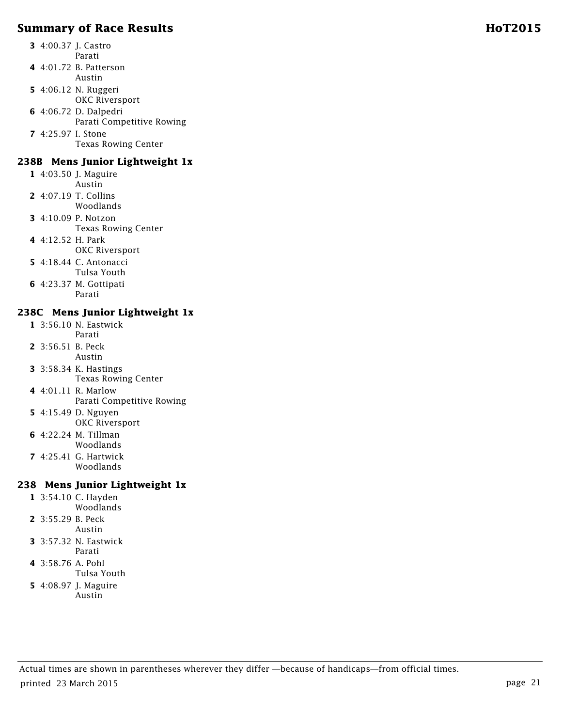**3** 4:00.37 J. Castro
Parati

**4** 4:01.72 B. Patterson
Austin

**5** 4:06.12 N. Ruggeri
OKC Riversport

**6** 4:06.72 D. Dalpedri
Parati Competitive Rowing

**7** 4:25.97 I. Stone
Texas Rowing Center

### 238B Mens Junior Lightweight 1x

**1** 4:03.50 J. Maguire
Austin

**2** 4:07.19 T. Collins
Woodlands

**3** 4:10.09 P. Notzon
Texas Rowing Center

**4** 4:12.52 H. Park
OKC Riversport

**5** 4:18.44 C. Antonacci
Tulsa Youth

**6** 4:23.37 M. Gottipati
Parati

### 238C Mens Junior Lightweight 1x

**1** 3:56.10 N. Eastwick
Parati

**2** 3:56.51 B. Peck
Austin

**3** 3:58.34 K. Hastings
Texas Rowing Center

**4** 4:01.11 R. Marlow
Parati Competitive Rowing

**5** 4:15.49 D. Nguyen
OKC Riversport

**6** 4:22.24 M. Tillman
Woodlands

**7** 4:25.41 G. Hartwick
Woodlands

### 238 Mens Junior Lightweight 1x

**1** 3:54.10 C. Hayden
Woodlands

**2** 3:55.29 B. Peck
Austin

**3** 3:57.32 N. Eastwick
Parati

**4** 3:58.76 A. Pohl
Tulsa Youth

**5** 4:08.97 J. Maguire
Austin

Actual times are shown in parentheses wherever they differ —because of handicaps—from official times.